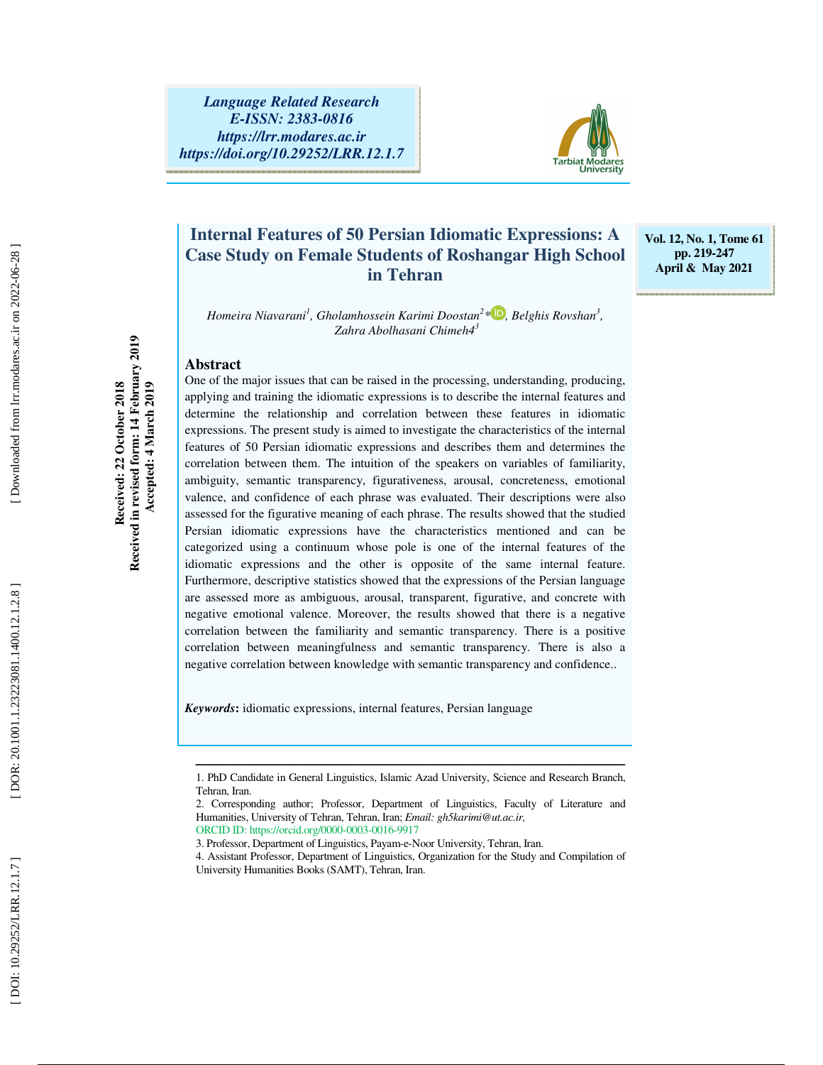*Language Related Research*
*E-ISSN: 2383-0816*
*https://lrr.modares.ac.ir*
*https://doi.org/10.29252/LRR.12.1.7*

Vol. 12, No. 1, Tome 61
pp. 219-247
April & May 2021

Received: 22 October 2018
Received in revised form: 14 February 2019
Accepted: 4 March 2019

# Internal Features of 50 Persian Idiomatic Expressions: A Case Study on Female Students of Roshangar High School in Tehran

*Homeira Niavarani[1], Gholamhossein Karimi Doostan[2]\*, Belghis Rovshan[3], Zahra Abolhasani Chimeh4[3]*

## Abstract

One of the major issues that can be raised in the processing, understanding, producing, applying and training the idiomatic expressions is to describe the internal features and determine the relationship and correlation between these features in idiomatic expressions. The present study is aimed to investigate the characteristics of the internal features of 50 Persian idiomatic expressions and describes them and determines the correlation between them. The intuition of the speakers on variables of familiarity, ambiguity, semantic transparency, figurativeness, arousal, concreteness, emotional valence, and confidence of each phrase was evaluated. Their descriptions were also assessed for the figurative meaning of each phrase. The results showed that the studied Persian idiomatic expressions have the characteristics mentioned and can be categorized using a continuum whose pole is one of the internal features of the idiomatic expressions and the other is opposite of the same internal feature. Furthermore, descriptive statistics showed that the expressions of the Persian language are assessed more as ambiguous, arousal, transparent, figurative, and concrete with negative emotional valence. Moreover, the results showed that there is a negative correlation between the familiarity and semantic transparency. There is a positive correlation between meaningfulness and semantic transparency. There is also a negative correlation between knowledge with semantic transparency and confidence..

***Keywords*:** idiomatic expressions, internal features, Persian language

---

1. PhD Candidate in General Linguistics, Islamic Azad University, Science and Research Branch, Tehran, Iran.
2. Corresponding author; Professor, Department of Linguistics, Faculty of Literature and Humanities, University of Tehran, Tehran, Iran; *Email: gh5karimi@ut.ac.ir,*
ORCID ID: https://orcid.org/0000-0003-0016-9917
3. Professor, Department of Linguistics, Payam-e-Noor University, Tehran, Iran.
4. Assistant Professor, Department of Linguistics, Organization for the Study and Compilation of University Humanities Books (SAMT), Tehran, Iran.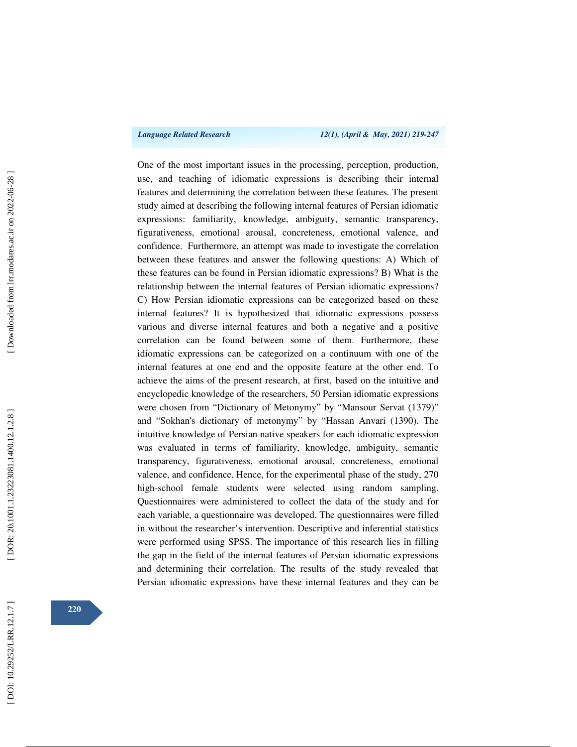One of the most important issues in the processing, perception, production, use, and teaching of idiomatic expressions is describing their internal features and determining the correlation between these features. The present study aimed at describing the following internal features of Persian idiomatic expressions: familiarity, knowledge, ambiguity, semantic transparency, figurativeness, emotional arousal, concreteness, emotional valence, and confidence. Furthermore, an attempt was made to investigate the correlation between these features and answer the following questions: A) Which of these features can be found in Persian idiomatic expressions? B) What is the relationship between the internal features of Persian idiomatic expressions? C) How Persian idiomatic expressions can be categorized based on these internal features? It is hypothesized that idiomatic expressions possess various and diverse internal features and both a negative and a positive correlation can be found between some of them. Furthermore, these idiomatic expressions can be categorized on a continuum with one of the internal features at one end and the opposite feature at the other end. To achieve the aims of the present research, at first, based on the intuitive and encyclopedic knowledge of the researchers, 50 Persian idiomatic expressions were chosen from "Dictionary of Metonymy" by "Mansour Servat (1379)" and "Sokhan's dictionary of metonymy" by "Hassan Anvari (1390). The intuitive knowledge of Persian native speakers for each idiomatic expression was evaluated in terms of familiarity, knowledge, ambiguity, semantic transparency, figurativeness, emotional arousal, concreteness, emotional valence, and confidence. Hence, for the experimental phase of the study, 270 high-school female students were selected using random sampling. Questionnaires were administered to collect the data of the study and for each variable, a questionnaire was developed. The questionnaires were filled in without the researcher's intervention. Descriptive and inferential statistics were performed using SPSS. The importance of this research lies in filling the gap in the field of the internal features of Persian idiomatic expressions and determining their correlation. The results of the study revealed that Persian idiomatic expressions have these internal features and they can be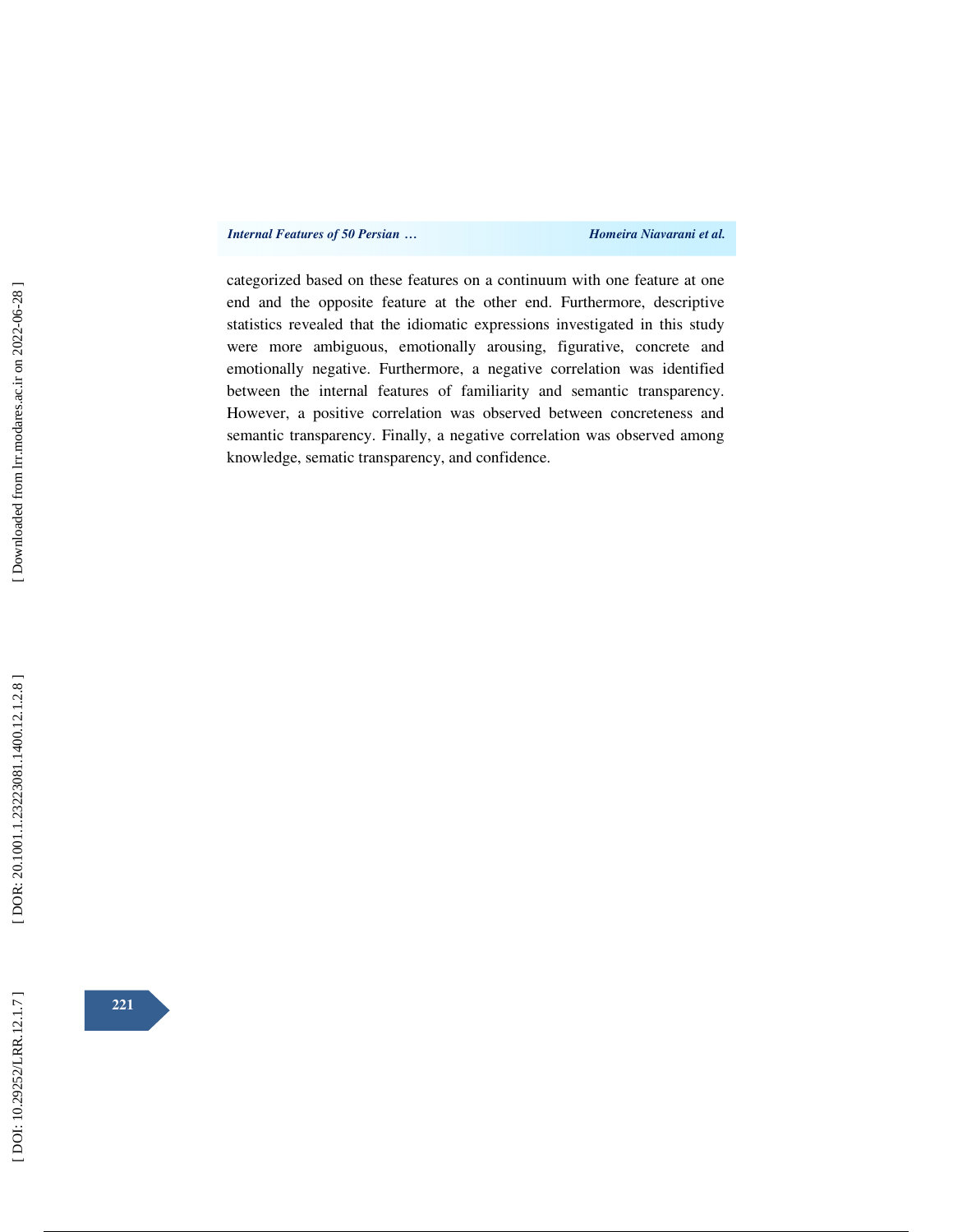categorized based on these features on a continuum with one feature at one end and the opposite feature at the other end. Furthermore, descriptive statistics revealed that the idiomatic expressions investigated in this study were more ambiguous, emotionally arousing, figurative, concrete and emotionally negative. Furthermore, a negative correlation was identified between the internal features of familiarity and semantic transparency. However, a positive correlation was observed between concreteness and semantic transparency. Finally, a negative correlation was observed among knowledge, sematic transparency, and confidence.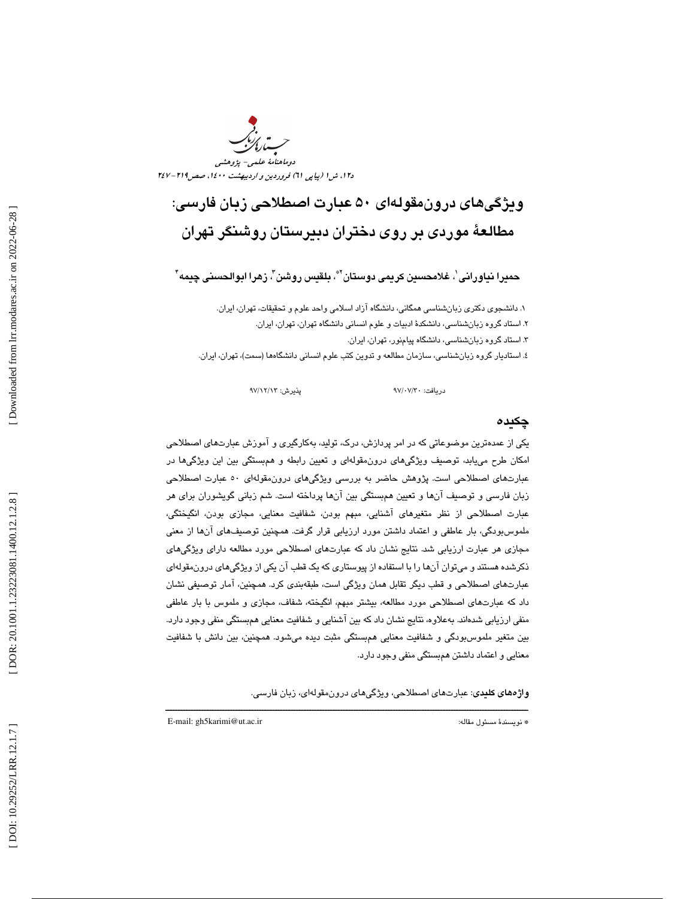# ویژگی‌های درون‌مقوله‌ای ۵۰ عبارت اصطلاحی زبان فارسی: مطالعهٔ موردی بر روی دختران دبیرستان روشنگر تهران

**حمیرا نیاورانی[۱]، غلامحسین کریمی دوستان[۲*]، بلقیس روشن[۳]، زهرا ابوالحسنی چیمه[۴]**

۱. دانشجوی دکتری زبان‌شناسی همگانی، دانشگاه آزاد اسلامی واحد علوم و تحقیقات، تهران، ایران.
۲. استاد گروه زبان‌شناسی، دانشکدهٔ ادبیات و علوم انسانی دانشگاه تهران، تهران، ایران.
۳. استاد گروه زبان‌شناسی، دانشگاه پیام‌نور، تهران، ایران.
۴. استادیار گروه زبان‌شناسی، سازمان مطالعه و تدوین کتب علوم انسانی دانشگاه‌ها (سمت)، تهران، ایران.

دریافت: ۹۷/۰۷/۳۰ پذیرش: ۹۷/۱۲/۱۳

## چکیده

یکی از عمده‌ترین موضوعاتی که در امر پردازش، درک، تولید، به‌کارگیری و آموزش عبارت‌های اصطلاحی امکان طرح می‌یابد، توصیف ویژگی‌های درون‌مقوله‌ای و تعیین رابطه و همبستگی بین این ویژگی‌ها در عبارت‌های اصطلاحی است. پژوهش حاضر به بررسی ویژگی‌های درون‌مقوله‌ای ۵۰ عبارت اصطلاحی زبان فارسی و توصیف آن‌ها و تعیین همبستگی بین آن‌ها پرداخته است. شم زبانی گویشوران برای هر عبارت اصطلاحی از نظر متغیرهای آشنایی، مبهم بودن، شفافیت معنایی، مجازی بودن، انگیختگی، ملموس‌بودگی، بار عاطفی و اعتماد داشتن مورد ارزیابی قرار گرفت. همچنین توصیف‌های آن‌ها از معنی مجازی هر عبارت ارزیابی شد. نتایج نشان داد که عبارت‌های اصطلاحی مورد مطالعه دارای ویژگی‌های ذکرشده هستند و می‌توان آن‌ها را با استفاده از پیوستاری که یک قطب آن یکی از ویژگی‌های درون‌مقوله‌ای عبارت‌های اصطلاحی و قطب دیگر تقابل همان ویژگی است، طبقه‌بندی کرد. همچنین، آمار توصیفی نشان داد که عبارت‌های اصطلاحی مورد مطالعه، بیشتر مبهم، انگیخته، شفاف، مجازی و ملموس با بار عاطفی منفی ارزیابی شده‌اند. به‌علاوه، نتایج نشان داد که بین آشنایی و شفافیت معنایی همبستگی منفی وجود دارد. بین متغیر ملموس‌بودگی و شفافیت معنایی همبستگی مثبت دیده می‌شود. همچنین، بین دانش با شفافیت معنایی و اعتماد داشتن همبستگی منفی وجود دارد.

**واژه‌های کلیدی**: عبارت‌های اصطلاحی، ویژگی‌های درون‌مقوله‌ای، زبان فارسی.

---

* نویسندهٔ مسئول مقاله: E-mail: gh5karimi@ut.ac.ir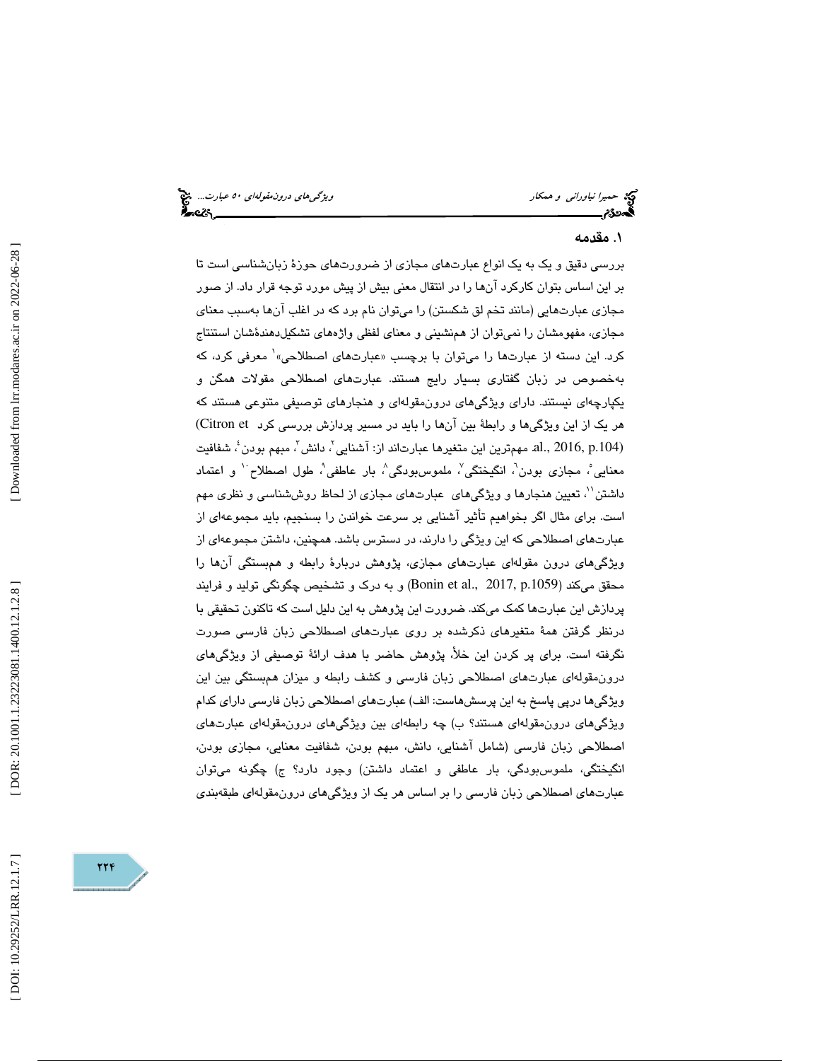## ۱. مقدمه

بررسی دقیق و یک به یک انواع عبارت‌های مجازی از ضرورت‌های حوزهٔ زبان‌شناسی است تا بر این اساس بتوان کارکرد آن‌ها را در انتقال معنی بیش از پیش مورد توجه قرار داد. از صور مجازی عبارت‌هایی (مانند تخم لق شکستن) را می‌توان نام برد که در اغلب آن‌ها به‌سبب معنای مجازی، مفهومشان را نمی‌توان از هم‌نشینی و معنای لفظی واژه‌های تشکیل‌دهنده‌شان استنتاج کرد. این دسته از عبارت‌ها را می‌توان با برچسب «عبارت‌های اصطلاحی»[1] معرفی کرد، که به‌خصوص در زبان گفتاری بسیار رایج هستند. عبارت‌های اصطلاحی مقولات همگن و یکپارچه‌ای نیستند. دارای ویژگی‌های درون‌مقوله‌ای و هنجارهای توصیفی متنوعی هستند که هر یک از این ویژگی‌ها و رابطهٔ بین آن‌ها را باید در مسیر پردازش بررسی کرد (Citron et al., 2016, p.104). مهم‌ترین این متغیرها عبارت‌اند از: آشنایی[2]، دانش[3]، مبهم بودن[4]، شفافیت معنایی[5]، مجازی بودن[6]، انگیختگی[7]، ملموس‌بودگی[8]، بار عاطفی[9]، طول اصطلاح[10] و اعتماد داشتن[11]. تعیین هنجارها و ویژگی‌های عبارت‌های مجازی از لحاظ روش‌شناسی و نظری مهم است. برای مثال اگر بخواهیم تأثیر آشنایی بر سرعت خواندن را بسنجیم، باید مجموعه‌ای از عبارت‌های اصطلاحی که این ویژگی را دارند، در دسترس باشد. همچنین، داشتن مجموعه‌ای از ویژگی‌های درون مقوله‌ای عبارت‌های مجازی، پژوهش دربارهٔ رابطه و همبستگی آن‌ها را محقق می‌کند (Bonin et al., 2017, p.1059) و به درک و تشخیص چگونگی تولید و فرایند پردازش این عبارت‌ها کمک می‌کند. ضرورت این پژوهش به این دلیل است که تاکنون تحقیقی با درنظر گرفتن همهٔ متغیرهای ذکرشده بر روی عبارت‌های اصطلاحی زبان فارسی صورت نگرفته است. برای پر کردن این خلأ، پژوهش حاضر با هدف ارائهٔ توصیفی از ویژگی‌های درون‌مقوله‌ای عبارت‌های اصطلاحی زبان فارسی و کشف رابطه و میزان همبستگی بین این ویژگی‌ها درپی پاسخ به این پرسش‌هاست: الف) عبارت‌های اصطلاحی زبان فارسی دارای کدام ویژگی‌های درون‌مقوله‌ای هستند؟ ب) چه رابطه‌ای بین ویژگی‌های درون‌مقوله‌ای عبارت‌های اصطلاحی زبان فارسی (شامل آشنایی، دانش، مبهم بودن، شفافیت معنایی، مجازی بودن، انگیختگی، ملموس‌بودگی، بار عاطفی و اعتماد داشتن) وجود دارد؟ ج) چگونه می‌توان عبارت‌های اصطلاحی زبان فارسی را بر اساس هر یک از ویژگی‌های درون‌مقوله‌ای طبقه‌بندی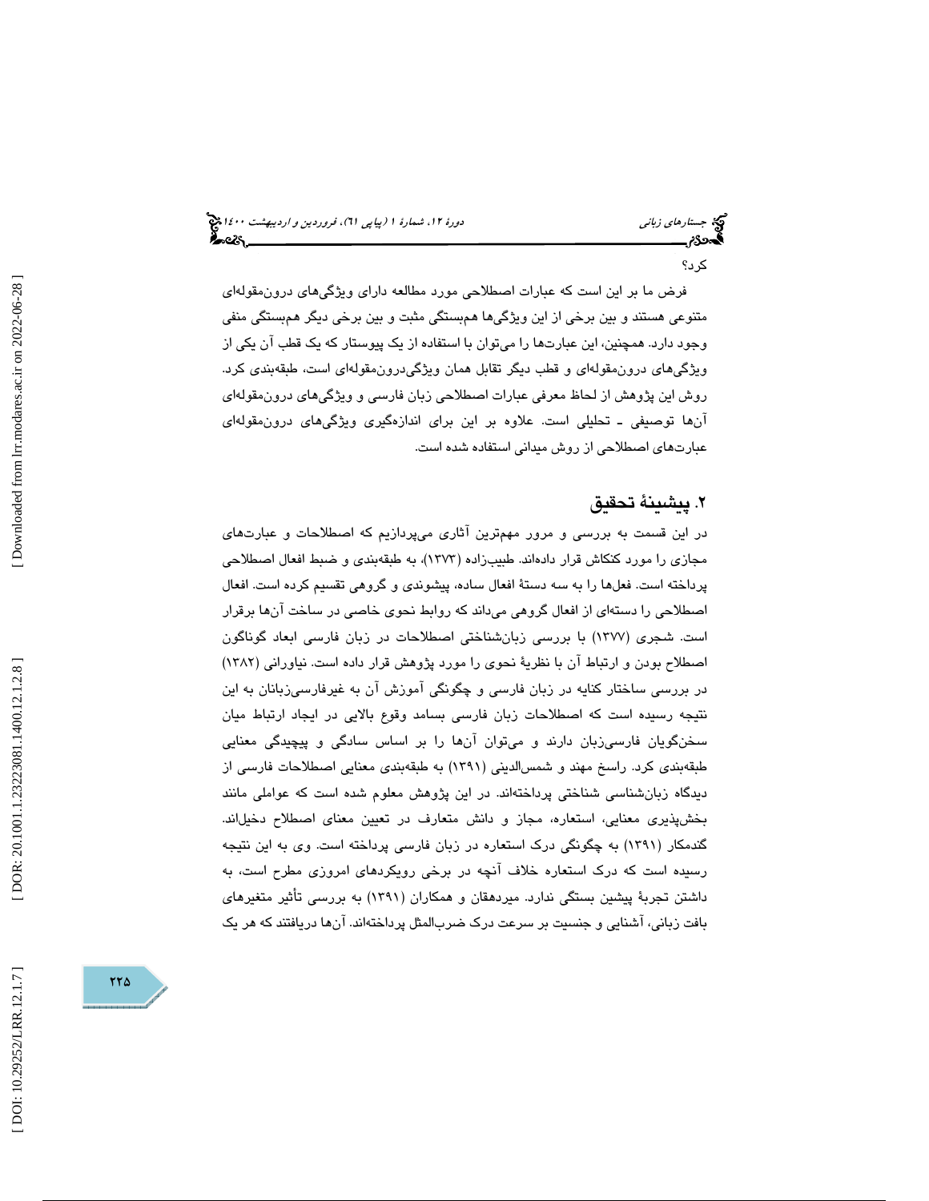کرد؟

فرض ما بر این است که عبارات اصطلاحی مورد مطالعه دارای ویژگی‌های درون‌مقوله‌ای متنوعی هستند و بین برخی از این ویژگی‌ها هم‌بستگی مثبت و بین برخی دیگر هم‌بستگی منفی وجود دارد. همچنین، این عبارت‌ها را می‌توان با استفاده از یک پیوستار که یک قطب آن یکی از ویژگی‌های درون‌مقوله‌ای و قطب دیگر تقابل همان ویژگی‌درون‌مقوله‌ای است، طبقه‌بندی کرد. روش این پژوهش از لحاظ معرفی عبارات اصطلاحی زبان فارسی و ویژگی‌های درون‌مقوله‌ای آن‌ها توصیفی ـ تحلیلی است. علاوه بر این برای اندازه‌گیری ویژگی‌های درون‌مقوله‌ای عبارت‌های اصطلاحی از روش میدانی استفاده شده است.

## ۲. پیشینهٔ تحقیق

در این قسمت به بررسی و مرور مهم‌ترین آثاری می‌پردازیم که اصطلاحات و عبارت‌های مجازی را مورد کنکاش قرار داده‌اند. طبیب‌زاده (۱۳۷۳)، به طبقه‌بندی و ضبط افعال اصطلاحی پرداخته است. فعل‌ها را به سه دستهٔ افعال ساده، پیشوندی و گروهی تقسیم کرده است. افعال اصطلاحی را دسته‌ای از افعال گروهی می‌داند که روابط نحوی خاصی در ساخت آن‌ها برقرار است. شجری (۱۳۷۷) با بررسی زبان‌شناختی اصطلاحات در زبان فارسی ابعاد گوناگون اصطلاح بودن و ارتباط آن با نظریهٔ نحوی را مورد پژوهش قرار داده است. نیاورانی (۱۳۸۲) در بررسی ساختار کنایه در زبان فارسی و چگونگی آموزش آن به غیرفارسی‌زبانان به این نتیجه رسیده است که اصطلاحات زبان فارسی بسامد وقوع بالایی در ایجاد ارتباط میان سخن‌گویان فارسی‌زبان دارند و می‌توان آن‌ها را بر اساس سادگی و پیچیدگی معنایی طبقه‌بندی کرد. راسخ مهند و شمس‌الدینی (۱۳۹۱) به طبقه‌بندی معنایی اصطلاحات فارسی از دیدگاه زبان‌شناسی شناختی پرداخته‌اند. در این پژوهش معلوم شده است که عواملی مانند بخش‌پذیری معنایی، استعاره، مجاز و دانش متعارف در تعیین معنای اصطلاح دخیل‌اند. گندمکار (۱۳۹۱) به چگونگی درک استعاره در زبان فارسی پرداخته است. وی به این نتیجه رسیده است که درک استعاره خلاف آنچه در برخی رویکردهای امروزی مطرح است، به داشتن تجربهٔ پیشین بستگی ندارد. میردهقان و همکاران (۱۳۹۱) به بررسی تأثیر متغیرهای بافت زبانی، آشنایی و جنسیت بر سرعت درک ضرب‌المثل پرداخته‌اند. آن‌ها دریافتند که هر یک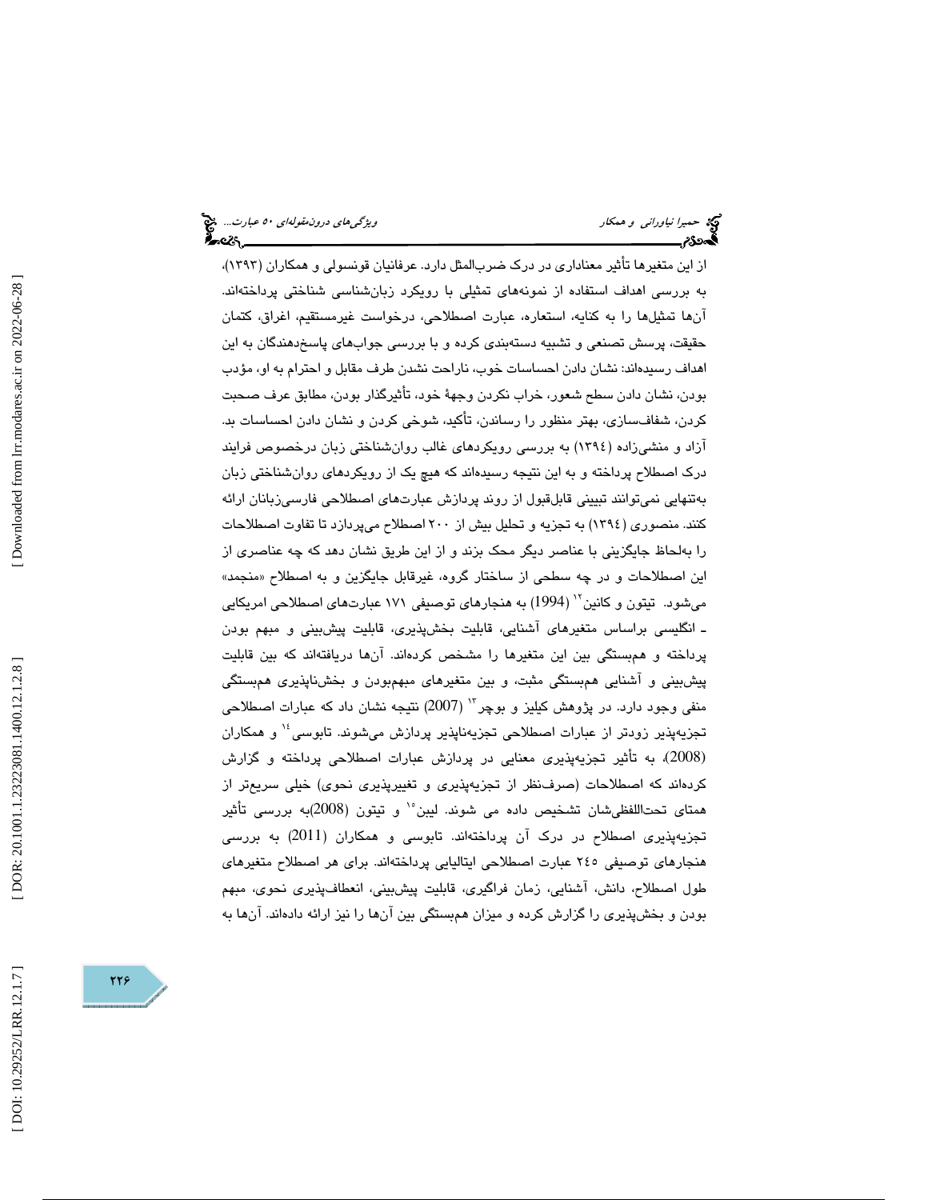از این متغیرها تأثیر معناداری در درک ضرب‌المثل دارد. عرفانیان قونسولی و همکاران (۱۳۹۳)، به بررسی اهداف استفاده از نمونه‌های تمثیلی با رویکرد زبان‌شناسی شناختی پرداخته‌اند. آن‌ها تمثیل‌ها را به کنایه، استعاره، عبارت اصطلاحی، درخواست غیرمستقیم، اغراق، کتمان حقیقت، پرسش تصنعی و تشبیه دسته‌بندی کرده و با بررسی جواب‌های پاسخ‌دهندگان به این اهداف رسیده‌اند: نشان دادن احساسات خوب، ناراحت نشدن طرف مقابل و احترام به او، مؤدب بودن، نشان دادن سطح شعور، خراب نکردن وجهۀ خود، تأثیرگذار بودن، مطابق عرف صحبت کردن، شفاف‌سازی، بهتر منظور را رساندن، تأکید، شوخی کردن و نشان دادن احساسات بد. آزاد و منشی‌زاده (۱۳۹٤) به بررسی رویکردهای غالب روان‌شناختی زبان درخصوص فرایند درک اصطلاح پرداخته و به این نتیجه رسیده‌اند که هیچ یک از رویکردهای روان‌شناختی زبان به‌تنهایی نمی‌توانند تبیینی قابل‌قبول از روند پردازش عبارت‌های اصطلاحی فارسی‌زبانان ارائه کنند. منصوری (۱۳۹٤) به تجزیه و تحلیل بیش از ۲۰۰ اصطلاح می‌پردازد تا تفاوت اصطلاحات را به‌لحاظ جایگزینی با عناصر دیگر محک بزند و از این طریق نشان دهد که چه عناصری از این اصطلاحات و در چه سطحی از ساختار گروه، غیرقابل جایگزین و به اصطلاح «منجمد» می‌شود. تیتون و کانین[12] (1994) به هنجارهای توصیفی ۱۷۱ عبارت‌های اصطلاحی امریکایی ـ انگلیسی براساس متغیرهای آشنایی، قابلیت بخش‌پذیری، قابلیت پیش‌بینی و مبهم بودن پرداخته و هم‌بستگی بین این متغیرها را مشخص کرده‌اند. آن‌ها دریافته‌اند که بین قابلیت پیش‌بینی و آشنایی هم‌بستگی مثبت، و بین متغیرهای مبهم‌بودن و بخش‌ناپذیری هم‌بستگی منفی وجود دارد. در پژوهش کیلیز و بوچر[13] (2007) نتیجه نشان داد که عبارات اصطلاحی تجزیه‌پذیر زودتر از عبارات اصطلاحی تجزیه‌ناپذیر پردازش می‌شوند. تابوسی[14] و همکاران (2008)، به تأثیر تجزیه‌پذیری معنایی در پردازش عبارات اصطلاحی پرداخته و گزارش کرده‌اند که اصطلاحات (صرف‌نظر از تجزیه‌پذیری و تغییرپذیری نحوی) خیلی سریع‌تر از همتای تحت‌اللفظی‌شان تشخیص داده می شوند. لیبن[15] و تیتون (2008)به بررسی تأثیر تجزیه‌پذیری اصطلاح در درک آن پرداخته‌اند. تابوسی و همکاران (2011) به بررسی هنجارهای توصیفی ۲٤٥ عبارت اصطلاحی ایتالیایی پرداخته‌اند. برای هر اصطلاح متغیرهای طول اصطلاح، دانش، آشنایی، زمان فراگیری، قابلیت پیش‌بینی، انعطاف‌پذیری نحوی، مبهم بودن و بخش‌پذیری را گزارش کرده و میزان هم‌بستگی بین آن‌ها را نیز ارائه داده‌اند. آن‌ها به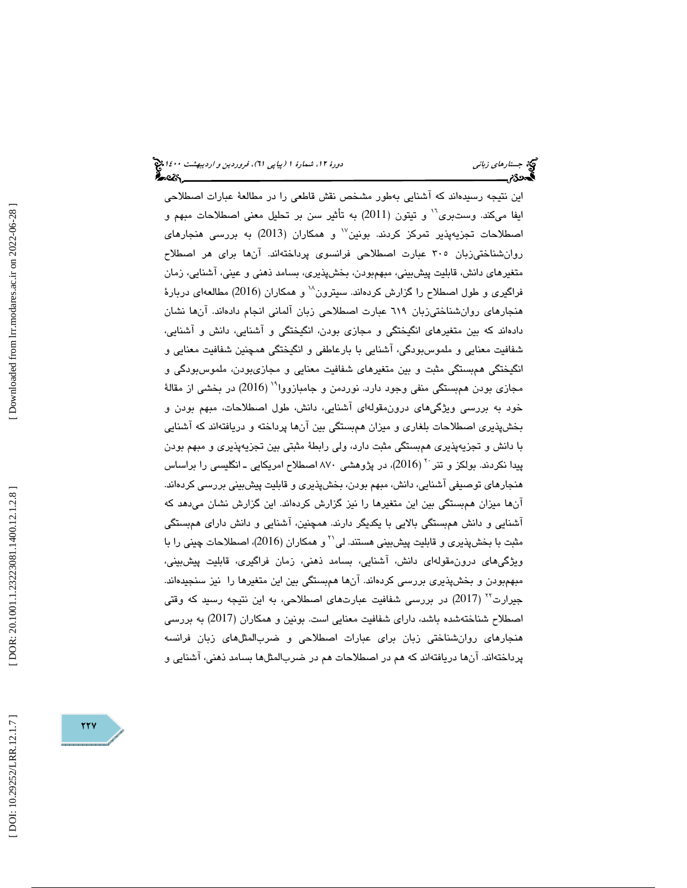این نتیجه رسیده‌اند که آشنایی به‌طور مشخص نقش قاطعی را در مطالعهٔ عبارات اصطلاحی ایفا می‌کند. وست‌بری[16] و تیتون (2011) به تأثیر سن بر تحلیل معنی اصطلاحات مبهم و اصطلاحات تجزیه‌پذیر تمرکز کردند. بونین[17] و همکاران (2013) به بررسی هنجارهای روان‌شناختی‌زبان ۳۰۵ عبارت اصطلاحی فرانسوی پرداخته‌اند. آن‌ها برای هر اصطلاح متغیرهای دانش، قابلیت پیش‌بینی، مبهم‌بودن، بخش‌پذیری، بسامد ذهنی و عینی، آشنایی، زمان فراگیری و طول اصطلاح را گزارش کرده‌اند. سیترون[18] و همکاران (2016) مطالعه‌ای دربارهٔ هنجارهای روان‌شناختی‌زبان ۶۱۹ عبارت اصطلاحی زبان آلمانی انجام داده‌اند. آن‌ها نشان داده‌اند که بین متغیرهای انگیختگی و مجازی بودن، انگیختگی و آشنایی، دانش و آشنایی، شفافیت معنایی و ملموس‌بودگی، آشنایی با بارعاطفی و انگیختگی همچنین شفافیت معنایی و انگیختگی هم‌بستگی مثبت و بین متغیرهای شفافیت معنایی و مجازی‌بودن، ملموس‌بودگی و مجازی بودن هم‌بستگی منفی وجود دارد. نوردمن و جامبازووا[19] (2016) در بخشی از مقالهٔ خود به بررسی ویژگی‌های درون‌مقوله‌ای آشنایی، دانش، طول اصطلاحات، مبهم بودن و بخش‌پذیری اصطلاحات بلغاری و میزان هم‌بستگی بین آن‌ها پرداخته و دریافته‌اند که آشنایی با دانش و تجزیه‌پذیری هم‌بستگی مثبت دارد، ولی رابطهٔ مثبتی بین تجزیه‌پذیری و مبهم بودن پیدا نکردند. بولکز و تنر[20] (2016)، در پژوهشی ۸۷۰ اصطلاح امریکایی ـ انگلیسی را براساس هنجارهای توصیفی آشنایی، دانش، مبهم بودن، بخش‌پذیری و قابلیت پیش‌بینی بررسی کرده‌اند. آن‌ها میزان هم‌بستگی بین این متغیرها را نیز گزارش کرده‌اند. این گزارش نشان می‌دهد که آشنایی و دانش هم‌بستگی بالایی با یکدیگر دارند. همچنین، آشنایی و دانش دارای هم‌بستگی مثبت با بخش‌پذیری و قابلیت پیش‌بینی هستند. لی[21] و همکاران (2016)، اصطلاحات چینی را با ویژگی‌های درون‌مقوله‌ای دانش، آشنایی، بسامد ذهنی، زمان فراگیری، قابلیت پیش‌بینی، مبهم‌بودن و بخش‌پذیری بررسی کرده‌اند. آن‌ها هم‌بستگی بین این متغیرها را نیز سنجیده‌اند. جیرارت[22] (2017) در بررسی شفافیت عبارت‌های اصطلاحی، به این نتیجه رسید که وقتی اصطلاح شناخته‌شده باشد، دارای شفافیت معنایی است. بونین و همکاران (2017) به بررسی هنجارهای روان‌شناختی زبان برای عبارات اصطلاحی و ضرب‌المثل‌های زبان فرانسه پرداخته‌اند. آن‌ها دریافته‌اند که هم در اصطلاحات هم در ضرب‌المثل‌ها بسامد ذهنی، آشنایی و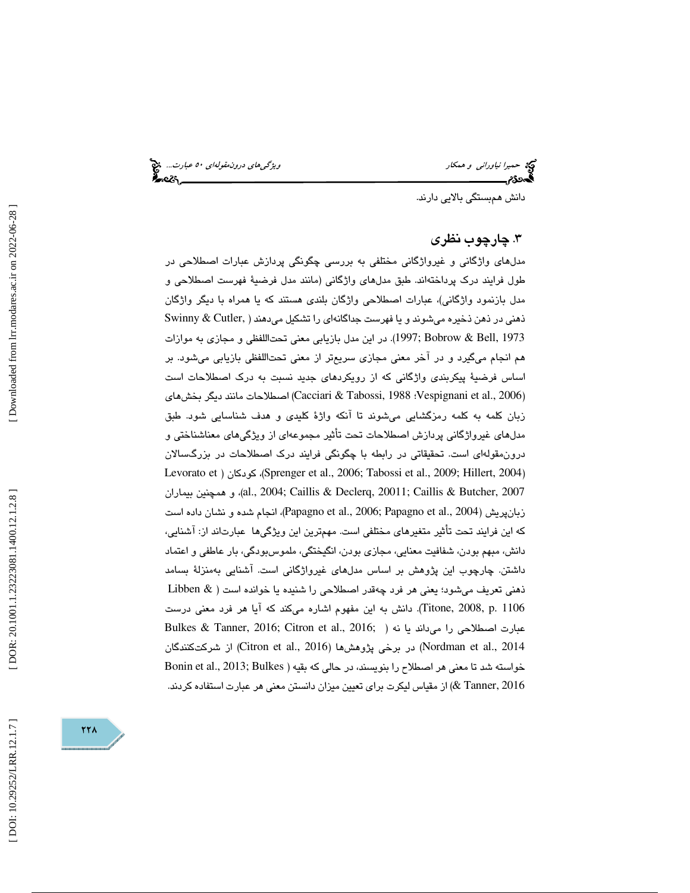دانش هم‌بستگی بالایی دارند.

## ۳. چارچوب نظری

مدل‌های واژگانی و غیرواژگانی مختلفی به بررسی چگونگی پردازش عبارات اصطلاحی در طول فرایند درک پرداخته‌اند. طبق مدل‌های واژگانی (مانند مدل فرضیهٔ فهرست اصطلاحی و مدل بازنمود واژگانی)، عبارات اصطلاحی واژگان بلندی هستند که یا همراه با دیگر واژگان ذهنی در ذهن ذخیره می‌شوند و یا فهرست جداگانه‌ای را تشکیل می‌دهند (Swinny & Cutler, 1997; Bobrow & Bell, 1973). در این مدل بازیابی معنی تحت‌اللفظی و مجازی به موازات هم انجام می‌گیرد و در آخر معنی مجازی سریع‌تر از معنی تحت‌اللفظی بازیابی می‌شود. بر اساس فرضیهٔ پیکربندی واژگانی که از رویکردهای جدید نسبت به درک اصطلاحات است (Cacciari & Tabossi, 1988؛ Vespignani et al., 2006) اصطلاحات مانند دیگر بخش‌های زبان کلمه به کلمه رمزگشایی می‌شوند تا آنکه واژهٔ کلیدی و هدف شناسایی شود. طبق مدل‌های غیرواژگانی پردازش اصطلاحات تحت تأثیر مجموعه‌ای از ویژگی‌های معناشناختی و درون‌مقوله‌ای است. تحقیقاتی در رابطه با چگونگی فرایند درک اصطلاحات در بزرگسالان (Sprenger et al., 2006; Tabossi et al., 2009; Hillert, 2004)، کودکان (Levorato et al., 2004; Caillis & Declerq, 20011; Caillis & Butcher, 2007)، و همچنین بیماران زبان‌پریش (Papagno et al., 2006; Papagno et al., 2004)، انجام شده و نشان داده است که این فرایند تحت تأثیر متغیرهای مختلفی است. مهم‌ترین این ویژگی‌ها عبارت‌اند از: آشنایی، دانش، مبهم بودن، شفافیت معنایی، مجازی بودن، انگیختگی، ملموس‌بودگی، بار عاطفی و اعتماد داشتن. چارچوب این پژوهش بر اساس مدل‌های غیرواژگانی است. آشنایی به‌منزلهٔ بسامد ذهنی تعریف می‌شود؛ یعنی هر فرد چه‌قدر اصطلاحی را شنیده یا خوانده است (Libben & Titone, 2008, p. 1106). دانش به این مفهوم اشاره می‌کند که آیا هر فرد معنی درست عبارت اصطلاحی را می‌داند یا نه (Bulkes & Tanner, 2016; Citron et al., 2016; Nordman et al., 2014) در برخی پژوهش‌ها (Citron et al., 2016) از شرکت‌کنندگان خواسته شد تا معنی هر اصطلاح را بنویسند، در حالی که بقیه (Bonin et al., 2013; Bulkes & Tanner, 2016) از مقیاس لیکرت برای تعیین میزان دانستن معنی هر عبارت استفاده کردند.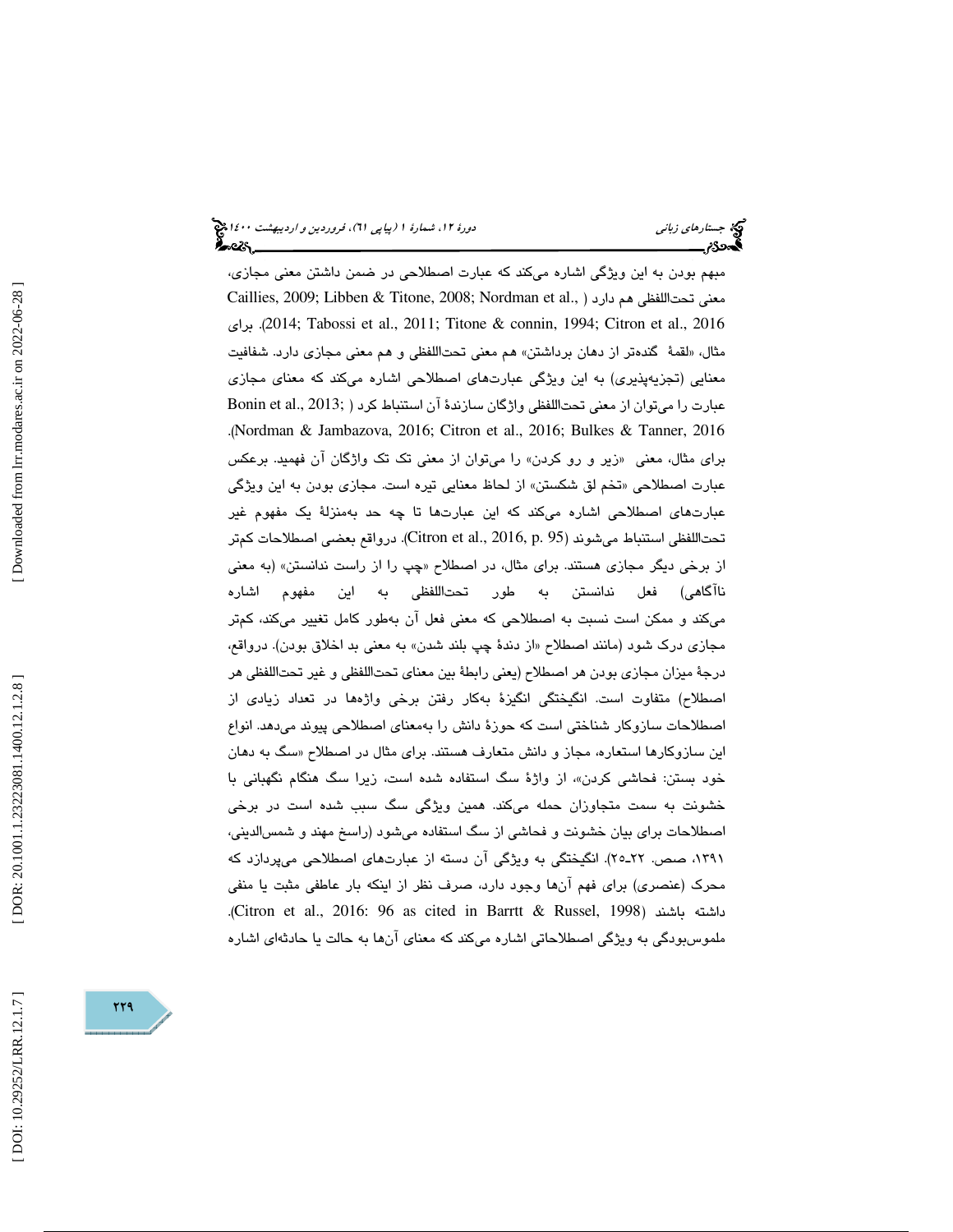مبهم بودن به این ویژگی اشاره می‌کند که عبارت اصطلاحی در ضمن داشتن معنی مجازی، معنی تحت‌اللفظی هم دارد (Caillies, 2009; Libben & Titone, 2008; Nordman et al., 2014; Tabossi et al., 2011; Titone & connin, 1994; Citron et al., 2016). برای مثال، «لقمهٔ گنده‌تر از دهان برداشتن» هم معنی تحت‌اللفظی و هم معنی مجازی دارد. شفافیت معنایی (تجزیه‌پذیری) به این ویژگی عبارت‌های اصطلاحی اشاره می‌کند که معنای مجازی عبارت را می‌توان از معنی تحت‌اللفظی واژگان سازندهٔ آن استنباط کرد (Bonin et al., 2013; Nordman & Jambazova, 2016; Citron et al., 2016; Bulkes & Tanner, 2016). برای مثال، معنی «زیر و رو کردن» را می‌توان از معنی تک تک واژگان آن فهمید. برعکس عبارت اصطلاحی «تخم لق شکستن» از لحاظ معنایی تیره است. مجازی بودن به این ویژگی عبارت‌های اصطلاحی اشاره می‌کند که این عبارت‌ها تا چه حد به‌منزلهٔ یک مفهوم غیر تحت‌اللفظی استنباط می‌شوند (Citron et al., 2016, p. 95). درواقع بعضی اصطلاحات کم‌تر از برخی دیگر مجازی هستند. برای مثال، در اصطلاح «چپ را از راست ندانستن» (به معنی ناآگاهی) فعل ندانستن به طور تحت‌اللفظی به این مفهوم اشاره می‌کند و ممکن است نسبت به اصطلاحی که معنی فعل آن به‌طور کامل تغییر می‌کند، کم‌تر مجازی درک شود (مانند اصطلاح «از دندهٔ چپ بلند شدن» به معنی بد اخلاق بودن). درواقع، درجهٔ میزان مجازی بودن هر اصطلاح (یعنی رابطهٔ بین معنای تحت‌اللفظی و غیر تحت‌اللفظی هر اصطلاح) متفاوت است. انگیختگی انگیزهٔ به‌کار رفتن برخی واژه‌ها در تعداد زیادی از اصطلاحات سازوکار شناختی است که حوزهٔ دانش را به‌معنای اصطلاحی پیوند می‌دهد. انواع این سازوکارها استعاره، مجاز و دانش متعارف هستند. برای مثال در اصطلاح «سگ به دهان خود بستن: فحاشی کردن»، از واژهٔ سگ استفاده شده است، زیرا سگ هنگام نگهبانی با خشونت به سمت متجاوزان حمله می‌کند. همین ویژگی سگ سبب شده است در برخی اصطلاحات برای بیان خشونت و فحاشی از سگ استفاده می‌شود (راسخ مهند و شمس‌الدینی، ۱۳۹۱، صص. ۲۲ـ۲۵). انگیختگی به ویژگی آن دسته از عبارت‌های اصطلاحی می‌پردازد که محرک (عنصری) برای فهم آن‌ها وجود دارد، صرف نظر از اینکه بار عاطفی مثبت یا منفی داشته باشند (Citron et al., 2016: 96 as cited in Barrtt & Russel, 1998). ملموس‌بودگی به ویژگی اصطلاحاتی اشاره می‌کند که معنای آن‌ها به حالت یا حادثه‌ای اشاره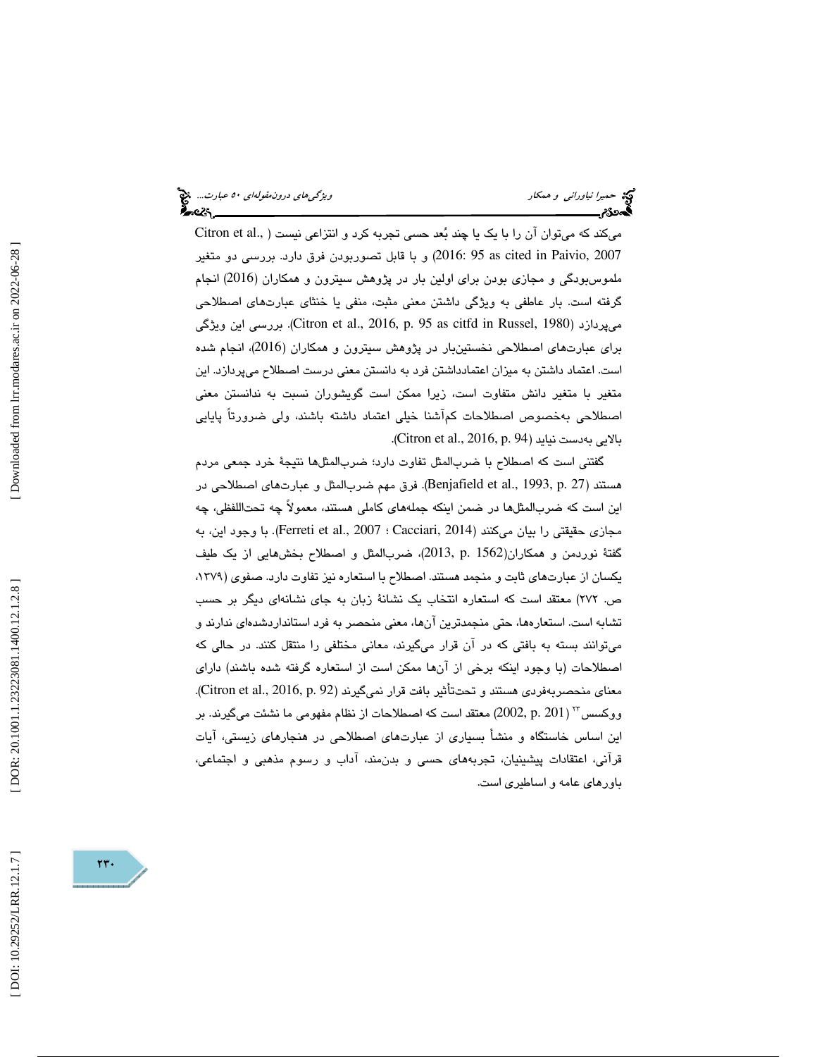می‌کند که می‌توان آن را با یک یا چند بُعد حسی تجربه کرد و انتزاعی نیست (Citron et al., 2016: 95 as cited in Paivio, 2007) و با قابل تصوربودن فرق دارد. بررسی دو متغیر ملموس‌بودگی و مجازی بودن برای اولین بار در پژوهش سیترون و همکاران (2016) انجام گرفته است. بار عاطفی به ویژگی داشتن معنی مثبت، منفی یا خنثای عبارت‌های اصطلاحی می‌پردازد (Citron et al., 2016, p. 95 as citfd in Russel, 1980). بررسی این ویژگی برای عبارت‌های اصطلاحی نخستین‌بار در پژوهش سیترون و همکاران (2016)، انجام شده است. اعتماد داشتن به میزان اعتمادداشتن فرد به دانستن معنی درست اصطلاح می‌پردازد. این متغیر با متغیر دانش متفاوت است، زیرا ممکن است گویشوران نسبت به ندانستن معنی اصطلاحی به‌خصوص اصطلاحات کم‌آشنا خیلی اعتماد داشته باشند، ولی ضرورتاً پایایی بالایی به‌دست نیاید (Citron et al., 2016, p. 94).

گفتنی است که اصطلاح با ضرب‌المثل تفاوت دارد؛ ضرب‌المثل‌ها نتیجهٔ خرد جمعی مردم هستند (Benjafield et al., 1993, p. 27). فرق مهم ضرب‌المثل و عبارت‌های اصطلاحی در این است که ضرب‌المثل‌ها در ضمن اینکه جمله‌های کاملی هستند، معمولاً چه تحت‌اللفظی، چه مجازی حقیقتی را بیان می‌کنند (Ferreti et al., 2007 ؛ Cacciari, 2014). با وجود این، به گفتهٔ نوردمن و همکاران(2013, p. 1562)، ضرب‌المثل و اصطلاح بخش‌هایی از یک طیف یکسان از عبارت‌های ثابت و منجمد هستند. اصطلاح با استعاره نیز تفاوت دارد. صفوی (۱۳۷۹، ص. ۲۷۲) معتقد است که استعاره انتخاب یک نشانهٔ زبان به جای نشانه‌ای دیگر بر حسب تشابه است. استعاره‌ها، حتی منجمدترین آن‌ها، معنی منحصر به فرد استانداردشده‌ای ندارند و می‌توانند بسته به بافتی که در آن قرار می‌گیرند، معانی مختلفی را منتقل کنند. در حالی که اصطلاحات (با وجود اینکه برخی از آن‌ها ممکن است از استعاره گرفته شده باشند) دارای معنای منحصربه‌فردی هستند و تحت‌تأثیر بافت قرار نمی‌گیرند (Citron et al., 2016, p. 92). ووکسس[۲۳] (2002, p. 201) معتقد است که اصطلاحات از نظام مفهومی ما نشئت می‌گیرند. بر این اساس خاستگاه و منشأ بسیاری از عبارت‌های اصطلاحی در هنجارهای زیستی، آیات قرآنی، اعتقادات پیشینیان، تجربه‌های حسی و بدن‌مند، آداب و رسوم مذهبی و اجتماعی، باورهای عامه و اساطیری است.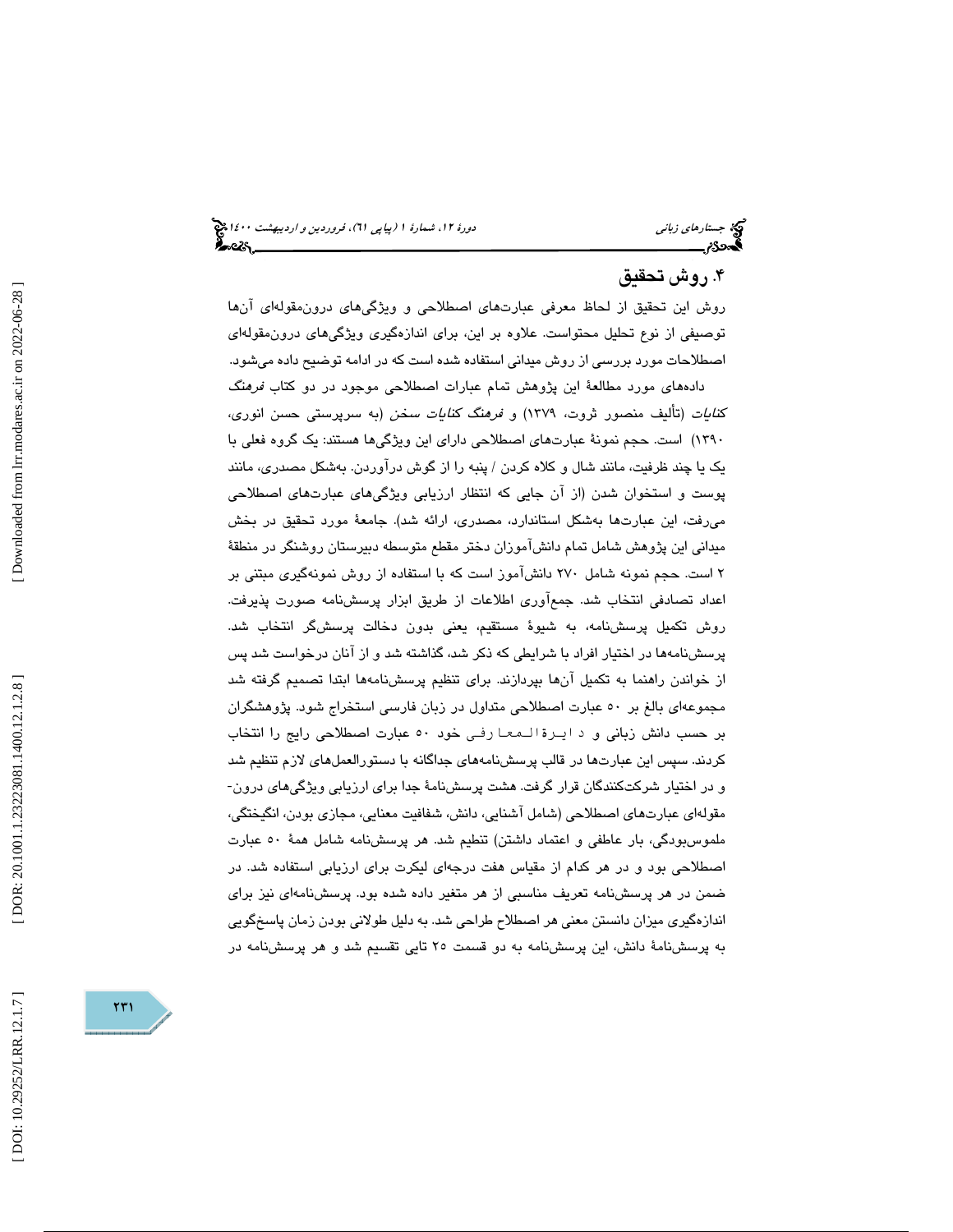## ۴. روش تحقیق

روش این تحقیق از لحاظ معرفی عبارت‌های اصطلاحی و ویژگی‌های درون‌مقوله‌ای آن‌ها توصیفی از نوع تحلیل محتواست. علاوه بر این، برای اندازه‌گیری ویژگی‌های درون‌مقوله‌ای اصطلاحات مورد بررسی از روش میدانی استفاده شده است که در ادامه توضیح داده می‌شود.

داده‌های مورد مطالعهٔ این پژوهش تمام عبارات اصطلاحی موجود در دو کتاب *فرهنگ کنایات* (تألیف منصور ثروت، ۱۳۷۹) و *فرهنگ کنایات سخن* (به سرپرستی حسن انوری، ۱۳۹۰) است. حجم نمونهٔ عبارت‌های اصطلاحی دارای این ویژگی‌ها هستند: یک گروه فعلی با یک یا چند ظرفیت، مانند شال و کلاه کردن / پنبه را از گوش درآوردن. به‌شکل مصدری، مانند پوست و استخوان شدن (از آن جایی که انتظار ارزیابی ویژگی‌های عبارت‌های اصطلاحی می‌رفت، این عبارت‌ها به‌شکل استاندارد، مصدری، ارائه شد). جامعهٔ مورد تحقیق در بخش میدانی این پژوهش شامل تمام دانش‌آموزان دختر مقطع متوسطه دبیرستان روشنگر در منطقهٔ ۲ است. حجم نمونه شامل ۲۷۰ دانش‌آموز است که با استفاده از روش نمونه‌گیری مبتنی بر اعداد تصادفی انتخاب شد. جمع‌آوری اطلاعات از طریق ابزار پرسش‌نامه صورت پذیرفت. روش تکمیل پرسش‌نامه، به شیوهٔ مستقیم، یعنی بدون دخالت پرسش‌گر انتخاب شد. پرسش‌نامه‌ها در اختیار افراد با شرایطی که ذکر شد، گذاشته شد و از آنان درخواست شد پس از خواندن راهنما به تکمیل آن‌ها بپردازند. برای تنظیم پرسش‌نامه‌ها ابتدا تصمیم گرفته شد مجموعه‌ای بالغ بر ۵۰ عبارت اصطلاحی متداول در زبان فارسی استخراج شود. پژوهشگران بر حسب دانش زبانی و دایرةالمعارفی خود ۵۰ عبارت اصطلاحی رایج را انتخاب کردند. سپس این عبارت‌ها در قالب پرسش‌نامه‌های جداگانه با دستورالعمل‌های لازم تنظیم شد و در اختیار شرکت‌کنندگان قرار گرفت. هشت پرسش‌نامهٔ جدا برای ارزیابی ویژگی‌های درون-مقوله‌ای عبارت‌های اصطلاحی (شامل آشنایی، دانش، شفافیت معنایی، مجازی بودن، انگیختگی، ملموس‌بودگی، بار عاطفی و اعتماد داشتن) تنظیم شد. هر پرسش‌نامه شامل همهٔ ۵۰ عبارت اصطلاحی بود و در هر کدام از مقیاس هفت درجه‌ای لیکرت برای ارزیابی استفاده شد. در ضمن در هر پرسش‌نامه تعریف مناسبی از هر متغیر داده شده بود. پرسش‌نامه‌ای نیز برای اندازه‌گیری میزان دانستن معنی هر اصطلاح طراحی شد. به دلیل طولانی بودن زمان پاسخ‌گویی به پرسش‌نامهٔ دانش، این پرسش‌نامه به دو قسمت ۲۵ تایی تقسیم شد و هر پرسش‌نامه در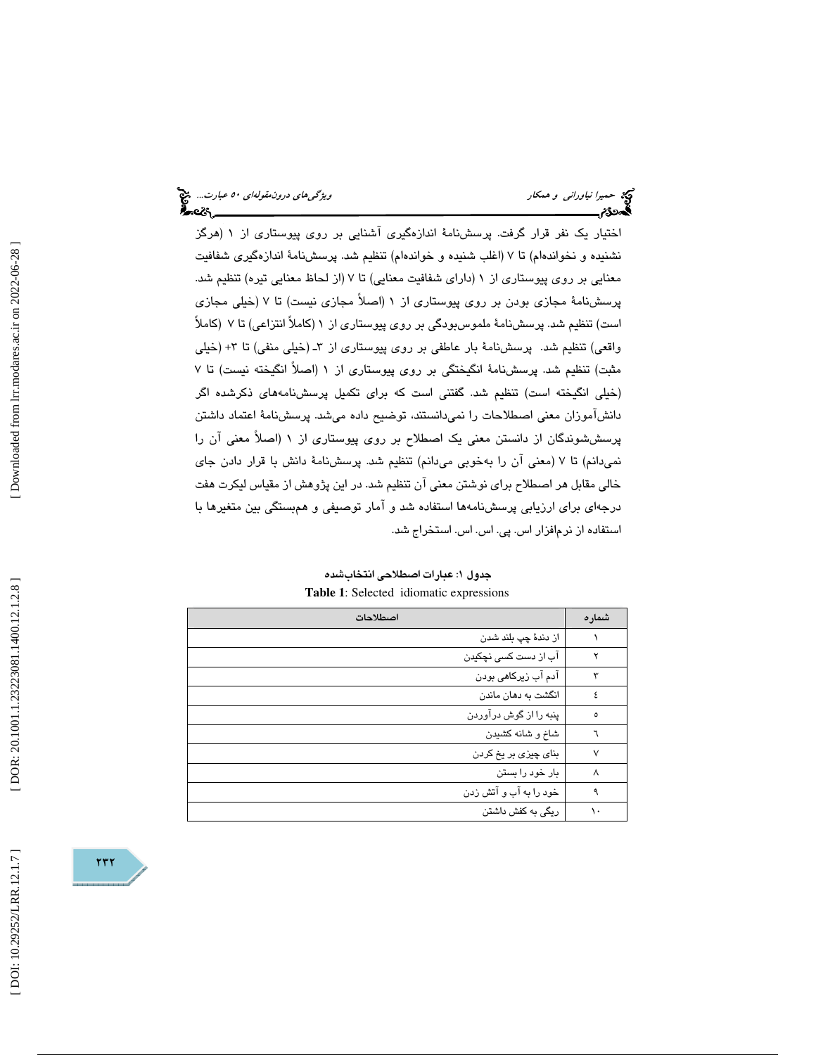اختیار یک نفر قرار گرفت. پرسش‌نامهٔ اندازه‌گیری آشنایی بر روی پیوستاری از ۱ (هرگز نشنیده و نخوانده‌ام) تا ۷ (اغلب شنیده و خوانده‌ام) تنظیم شد. پرسش‌نامهٔ اندازه‌گیری شفافیت معنایی بر روی پیوستاری از ۱ (دارای شفافیت معنایی) تا ۷ (از لحاظ معنایی تیره) تنظیم شد. پرسش‌نامهٔ مجازی بودن بر روی پیوستاری از ۱ (اصلاً مجازی نیست) تا ۷ (خیلی مجازی است) تنظیم شد. پرسش‌نامهٔ ملموس‌بودگی بر روی پیوستاری از ۱ (کاملاً انتزاعی) تا ۷ (کاملاً واقعی) تنظیم شد. پرسش‌نامهٔ بار عاطفی بر روی پیوستاری از ۳ـ (خیلی منفی) تا ۳+ (خیلی مثبت) تنظیم شد. پرسش‌نامهٔ انگیختگی بر روی پیوستاری از ۱ (اصلاً انگیخته نیست) تا ۷ (خیلی انگیخته است) تنظیم شد. گفتنی است که برای تکمیل پرسش‌نامه‌های ذکرشده اگر دانش‌آموزان معنی اصطلاحات را نمی‌دانستند، توضیح داده می‌شد. پرسش‌نامهٔ اعتماد داشتن پرسش‌شوندگان از دانستن معنی یک اصطلاح بر روی پیوستاری از ۱ (اصلاً معنی آن را نمی‌دانم) تا ۷ (معنی آن را به‌خوبی می‌دانم) تنظیم شد. پرسش‌نامهٔ دانش با قرار دادن جای خالی مقابل هر اصطلاح برای نوشتن معنی آن تنظیم شد. در این پژوهش از مقیاس لیکرت هفت درجه‌ای برای ارزیابی پرسش‌نامه‌ها استفاده شد و آمار توصیفی و همبستگی بین متغیرها با استفاده از نرم‌افزار اس. پی. اس. اس. استخراج شد.

**جدول ۱: عبارات اصطلاحی انتخاب‌شده**

**Table 1**: Selected idiomatic expressions

| شماره | اصطلاحات |
|---|---|
| ۱ | از دندهٔ چپ بلند شدن |
| ۲ | آب از دست کسی نچکیدن |
| ۳ | آدم آب زیرکاهی بودن |
| ٤ | انگشت به دهان ماندن |
| ٥ | پنبه را از گوش درآوردن |
| ٦ | شاخ و شانه کشیدن |
| ۷ | بنای چیزی بر یخ کردن |
| ۸ | بار خود را بستن |
| ۹ | خود را به آب و آتش زدن |
| ۱۰ | ریگی به کفش داشتن |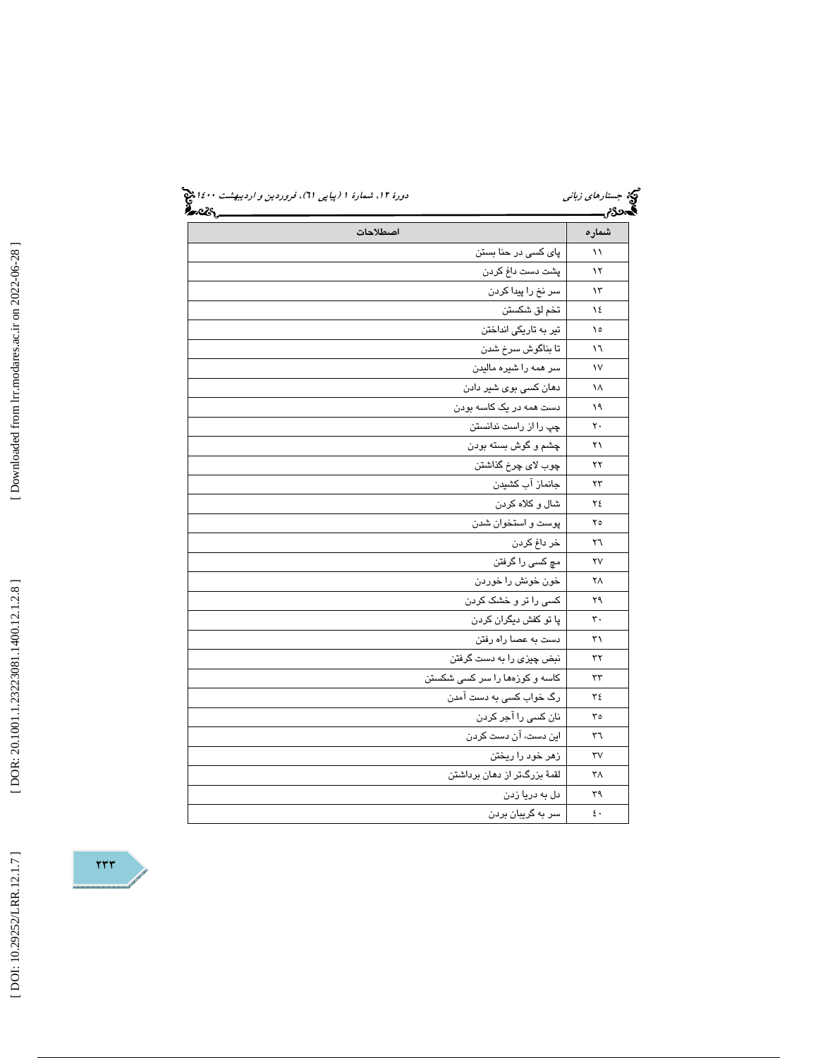| شماره | اصطلاحات |
| --- | --- |
| ۱۱ | پای کسی در حنا بستن |
| ۱۲ | پشت دست داغ کردن |
| ۱۳ | سر نخ را پیدا کردن |
| ۱٤ | تخم لق شکستن |
| ۱٥ | تیر به تاریکی انداختن |
| ۱٦ | تا بناگوش سرخ شدن |
| ۱۷ | سر همه را شیره مالیدن |
| ۱۸ | دهان کسی بوی شیر دادن |
| ۱۹ | دست همه در یک کاسه بودن |
| ۲۰ | چپ را از راست ندانستن |
| ۲۱ | چشم و گوش بسته بودن |
| ۲۲ | چوب لای چرخ گذاشتن |
| ۲۳ | جانماز آب کشیدن |
| ۲٤ | شال و کلاه کردن |
| ۲٥ | پوست و استخوان شدن |
| ۲٦ | خر داغ کردن |
| ۲۷ | مچ کسی را گرفتن |
| ۲۸ | خون خونش را خوردن |
| ۲۹ | کسی را تر و خشک کردن |
| ۳۰ | پا تو کفش دیگران کردن |
| ۳۱ | دست به عصا راه رفتن |
| ۳۲ | نبض چیزی را به دست گرفتن |
| ۳۳ | کاسه و کوزه‌ها را سر کسی شکستن |
| ۳٤ | رگ خواب کسی به دست آمدن |
| ۳٥ | نان کسی را آجر کردن |
| ۳٦ | این دست، آن دست کردن |
| ۳۷ | زهر خود را ریختن |
| ۳۸ | لقمهٔ بزرگ‌تر از دهان برداشتن |
| ۳۹ | دل به دریا زدن |
| ٤۰ | سر به گریبان بردن |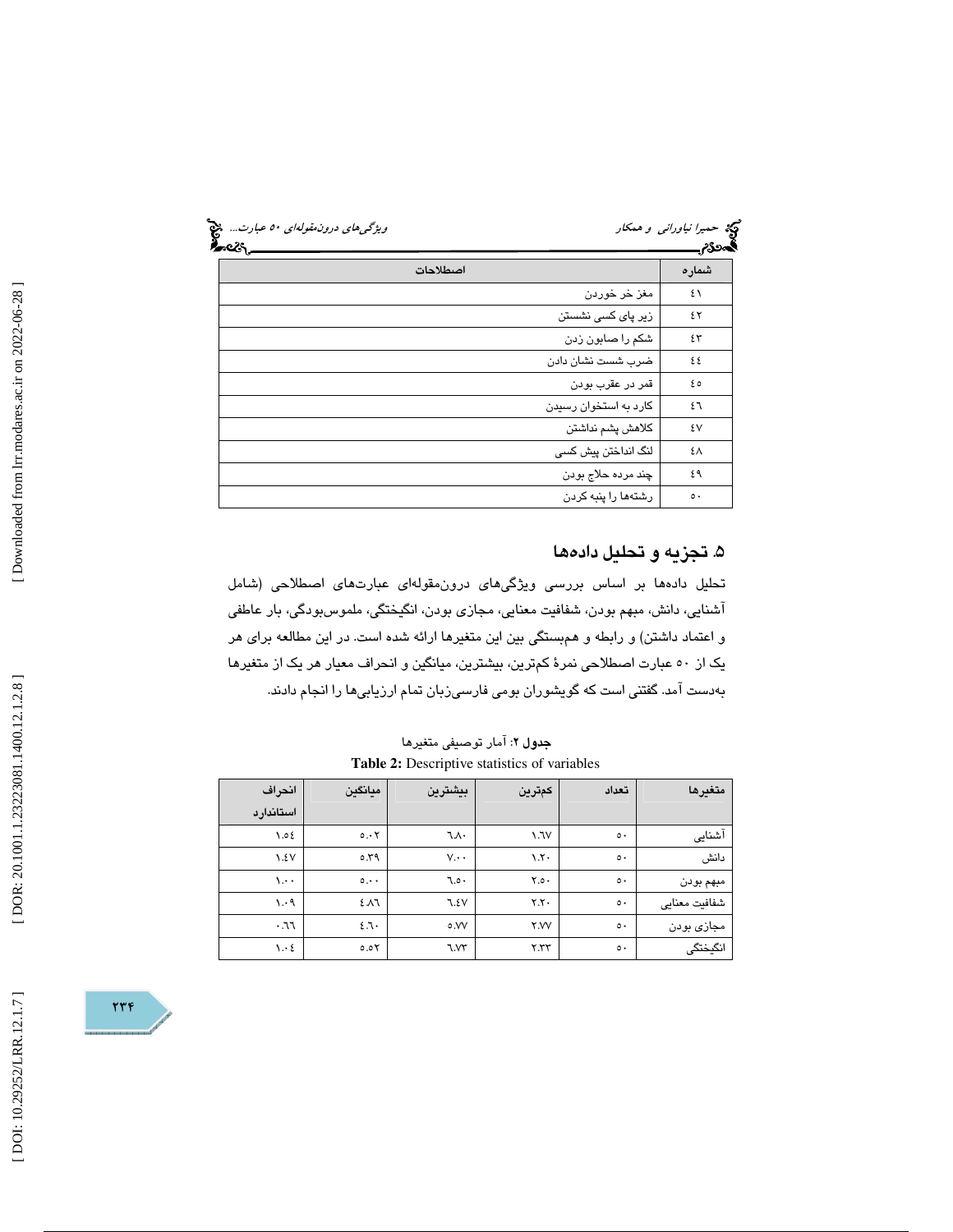| شماره | اصطلاحات |
|---|---|
| ٤١ | مغز خر خوردن |
| ٤٢ | زیر پای کسی نشستن |
| ٤٣ | شکم را صابون زدن |
| ٤٤ | ضرب شست نشان دادن |
| ٤٥ | قمر در عقرب بودن |
| ٤٦ | کارد به استخوان رسیدن |
| ٤٧ | کلاهش پشم نداشتن |
| ٤٨ | لنگ انداختن پیش کسی |
| ٤٩ | چند مرده حلاج بودن |
| ٥٠ | رشته‌ها را پنبه کردن |

## ۵. تجزیه و تحلیل داده‌ها

تحلیل داده‌ها بر اساس بررسی ویژگی‌های درون‌مقوله‌ای عبارت‌های اصطلاحی (شامل آشنایی، دانش، مبهم بودن، شفافیت معنایی، مجازی بودن، انگیختگی، ملموس‌بودگی، بار عاطفی و اعتماد داشتن) و رابطه و هم‌بستگی بین این متغیرها ارائه شده است. در این مطالعه برای هر یک از ۵۰ عبارت اصطلاحی نمرۀ کم‌ترین، بیشترین، میانگین و انحراف معیار هر یک از متغیرها به‌دست آمد. گفتنی است که گویشوران بومی فارسی‌زبان تمام ارزیابی‌ها را انجام دادند.

**جدول ۲**: آمار توصیفی متغیرها

**Table 2:** Descriptive statistics of variables

| متغیرها | تعداد | کم‌ترین | بیشترین | میانگین | انحراف استاندارد |
|---|---|---|---|---|---|
| آشنایی | ٥٠ | ١.٦٧ | ٦.٨٠ | ٥.٠٢ | ١.٥٤ |
| دانش | ٥٠ | ١.٢٠ | ٧.٠٠ | ٥.٣٩ | ١.٤٧ |
| مبهم بودن | ٥٠ | ٢.٥٠ | ٦.٥٠ | ٥.٠٠ | ١.٠٠ |
| شفافیت معنایی | ٥٠ | ٢.٢٠ | ٦.٤٧ | ٤.٨٦ | ١.٠٩ |
| مجازی بودن | ٥٠ | ٢.٧٧ | ٥.٧٧ | ٤.٦٠ | ٠.٦٦ |
| انگیختگی | ٥٠ | ٢.٣٣ | ٦.٧٣ | ٥.٥٢ | ١.٠٤ |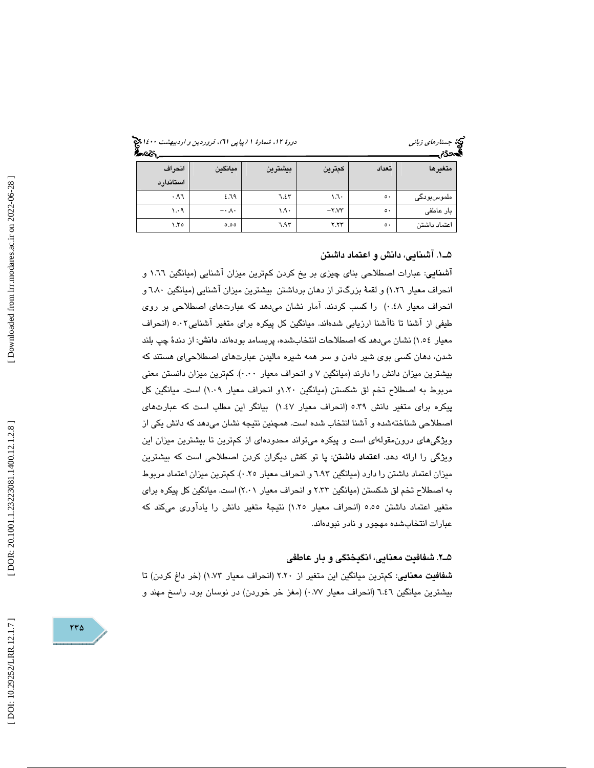| متغیرها | تعداد | کم‌ترین | بیشترین | میانگین | انحراف استاندارد |
|---|---|---|---|---|---|
| ملموس‌بودگی | ٥٠ | ١.٦٠ | ٦.٤٣ | ٤.٦٩ | ٠.٩٦ |
| بار عاطفی | ٥٠ | -٢.٧٣ | ١.٩٠ | -٠.٨٠ | ١.٠٩ |
| اعتماد داشتن | ٥٠ | ٢.٢٣ | ٦.٩٣ | ٥.٥٥ | ١.٢٥ |

### ٥ـ١. آشنایی، دانش و اعتماد داشتن

**آشنایی**: عبارات اصطلاحی بنای چیزی بر یخ کردن کم‌ترین میزان آشنایی (میانگین ١.٦٦ و انحراف معیار ١.٢٦) و لقمهٔ بزرگ‌تر از دهان برداشتن بیشترین میزان آشنایی (میانگین ٦.٨٠ و انحراف معیار ٠.٤٨) را کسب کردند. آمار نشان می‌دهد که عبارت‌های اصطلاحی بر روی طیفی از آشنا تا ناآشنا ارزیابی شده‌اند. میانگین کل پیکره برای متغیر آشنایی٥.٠٢ (انحراف معیار ١.٥٤) نشان می‌دهد که اصطلاحات انتخاب‌شده، پربسامد بوده‌اند. **دانش**: از دندهٔ چپ بلند شدن، دهان کسی بوی شیر دادن و سر همه شیره مالیدن عبارت‌های اصطلاحی‌ای هستند که بیشترین میزان دانش را دارند (میانگین ٧ و انحراف معیار ٠.٠٠). کم‌ترین میزان دانستن معنی مربوط به اصطلاح تخم لق شکستن (میانگین ١.٢٠و انحراف معیار ١.٠٩) است. میانگین کل پیکره برای متغیر دانش ٥.٣٩ (انحراف معیار ١.٤٧) بیانگر این مطلب است که عبارت‌های اصطلاحی شناخته‌شده و آشنا انتخاب شده است. همچنین نتیجه نشان می‌دهد که دانش یکی از ویژگی‌های درون‌مقوله‌ای است و پیکره می‌تواند محدوده‌ای از کم‌ترین تا بیشترین میزان این ویژگی را ارائه دهد. **اعتماد داشتن**: پا تو کفش دیگران کردن اصطلاحی است که بیشترین میزان اعتماد داشتن را دارد (میانگین ٦.٩٣ و انحراف معیار ٠.٢٥). کم‌ترین میزان اعتماد مربوط به اصطلاح تخم لق شکستن (میانگین ٢.٣٣ و انحراف معیار ٢.٠١) است. میانگین کل پیکره برای متغیر اعتماد داشتن ٥.٥٥ (انحراف معیار ١.٢٥) نتیجهٔ متغیر دانش را یادآوری می‌کند که عبارات انتخاب‌شده مهجور و نادر نبوده‌اند.

### ٥ـ٢. شفافیت معنایی، انگیختگی و بار عاطفی

**شفافیت معنایی**: کم‌ترین میانگین این متغیر از ٢.٢٠ (انحراف معیار ١.٧٣) (خر داغ کردن) تا بیشترین میانگین ٦.٤٦ (انحراف معیار ٠.٧٧) (مغز خر خوردن) در نوسان بود. راسخ مهند و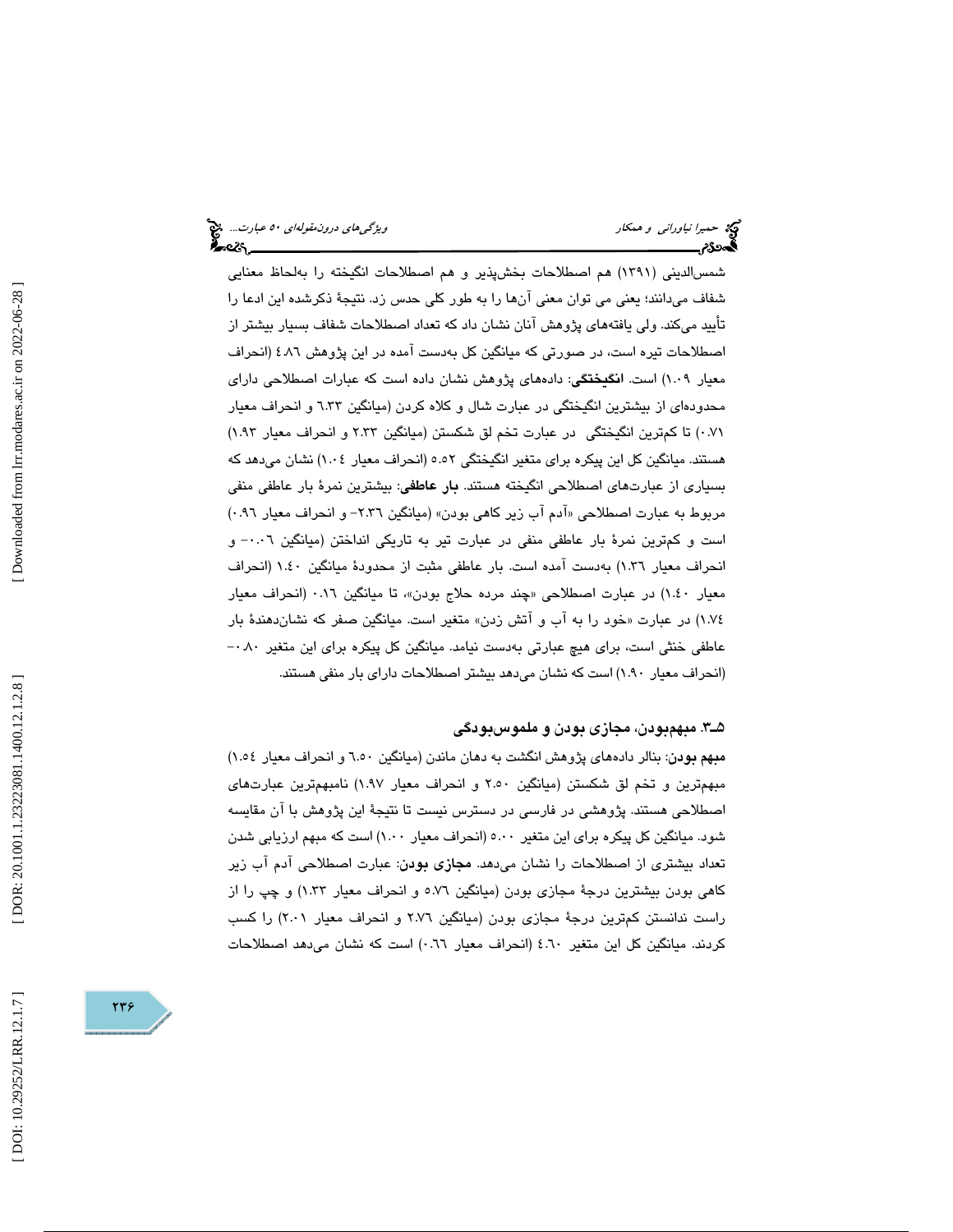شمس‌الدینی (۱۳۹۱) هم اصطلاحات بخش‌پذیر و هم اصطلاحات انگیخته را به‌لحاظ معنایی شفاف می‌دانند؛ یعنی می توان معنی آن‌ها را به طور کلی حدس زد. نتیجهٔ ذکرشده این ادعا را تأیید می‌کند. ولی یافته‌های پژوهش آنان نشان داد که تعداد اصطلاحات شفاف بسیار بیشتر از اصطلاحات تیره است، در صورتی که میانگین کل به‌دست آمده در این پژوهش ٤.٨٦ (انحراف معیار ۱.۰۹) است. **انگیختگی**: داده‌های پژوهش نشان داده است که عبارات اصطلاحی دارای محدوده‌ای از بیشترین انگیختگی در عبارت شال و کلاه کردن (میانگین ٦.٣٣ و انحراف معیار ۰.۷۱) تا کم‌ترین انگیختگی در عبارت تخم لق شکستن (میانگین ۲.۳۳ و انحراف معیار ۱.۹۳) هستند. میانگین کل این پیکره برای متغیر انگیختگی ٥.٥٢ (انحراف معیار ۱.۰٤) نشان می‌دهد که بسیاری از عبارت‌های اصطلاحی انگیخته هستند. **بار عاطفی**: بیشترین نمرهٔ بار عاطفی منفی مربوط به عبارت اصطلاحی «آدم آب زیر کاهی بودن» (میانگین ۲.۳٦- و انحراف معیار ۰.۹٦) است و کم‌ترین نمرهٔ بار عاطفی منفی در عبارت تیر به تاریکی انداختن (میانگین ۰.۰٦- و انحراف معیار ۱.۳٦) به‌دست آمده است. بار عاطفی مثبت از محدودهٔ میانگین ۱.٤۰ (انحراف معیار ۱.٤۰) در عبارت اصطلاحی «چند مرده حلاج بودن»، تا میانگین ۰.۱٦ (انحراف معیار ۱.۷٤) در عبارت «خود را به آب و آتش زدن» متغیر است. میانگین صفر که نشان‌دهندهٔ بار عاطفی خنثی است، برای هیچ عبارتی به‌دست نیامد. میانگین کل پیکره برای این متغیر ۰.۸۰- (انحراف معیار ۱.۹۰) است که نشان می‌دهد بیشتر اصطلاحات دارای بار منفی هستند.

### ٥ـ۳. مبهم‌بودن، مجازی بودن و ملموس‌بودگی

**مبهم بودن**: بنابر داده‌های پژوهش انگشت به دهان ماندن (میانگین ٦.٥۰ و انحراف معیار ۱.٥٤) مبهم‌ترین و تخم لق شکستن (میانگین ۲.٥۰ و انحراف معیار ۱.۹۷) نامبهم‌ترین عبارت‌های اصطلاحی هستند. پژوهشی در فارسی در دسترس نیست تا نتیجهٔ این پژوهش با آن مقایسه شود. میانگین کل پیکره برای این متغیر ٥.۰۰ (انحراف معیار ۱.۰۰) است که مبهم ارزیابی شدن تعداد بیشتری از اصطلاحات را نشان می‌دهد. **مجازی بودن**: عبارت اصطلاحی آدم آب زیر کاهی بودن بیشترین درجهٔ مجازی بودن (میانگین ٥.۷٦ و انحراف معیار ۱.۳۳) و چپ را از راست ندانستن کم‌ترین درجهٔ مجازی بودن (میانگین ۲.۷٦ و انحراف معیار ۲.۰۱) را کسب کردند. میانگین کل این متغیر ٤.٦۰ (انحراف معیار ۰.٦٦) است که نشان می‌دهد اصطلاحات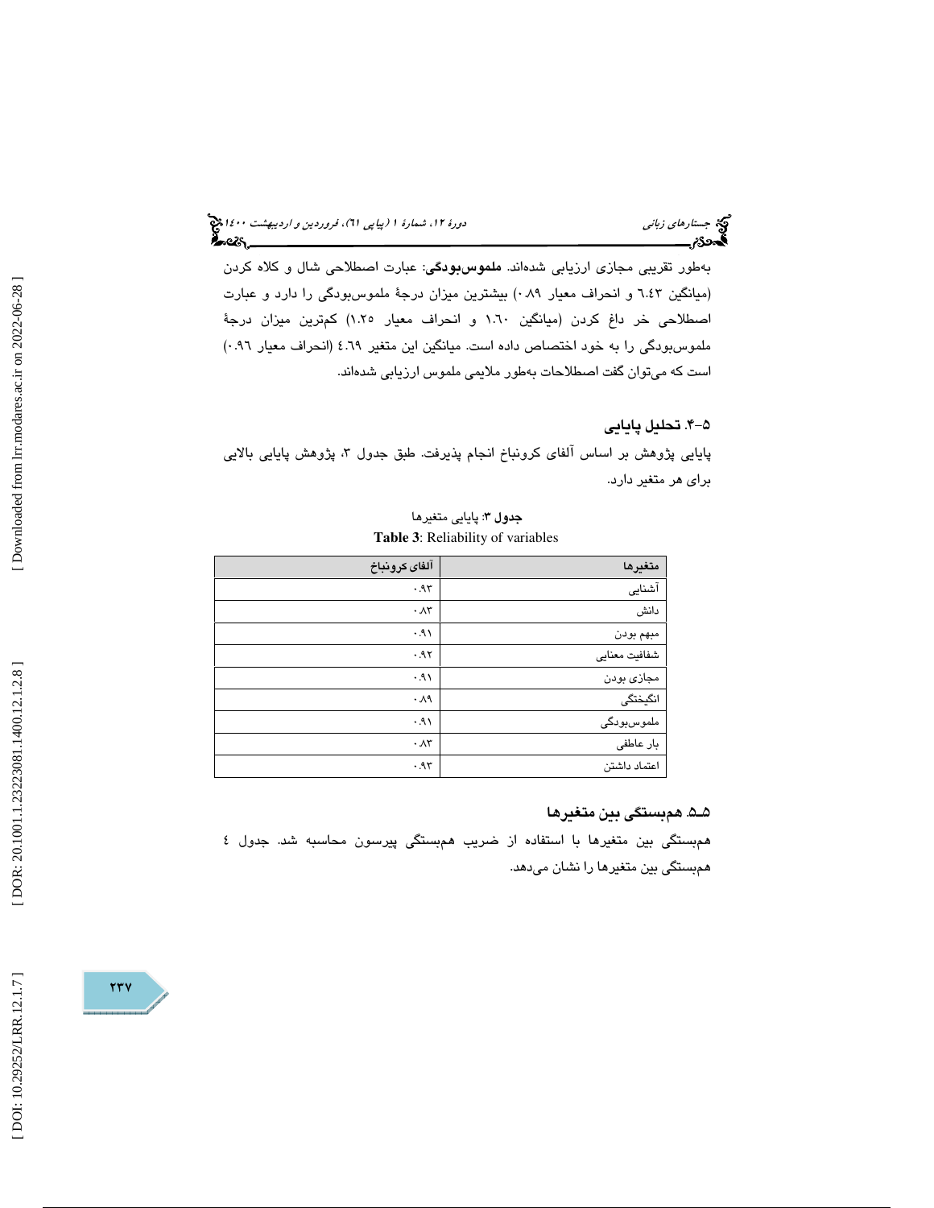به‌طور تقریبی مجازی ارزیابی شده‌اند. **ملموس‌بودگی**: عبارت اصطلاحی شال و کلاه کردن (میانگین ٦.٤٣ و انحراف معیار ٠.٨٩) بیشترین میزان درجهٔ ملموس‌بودگی را دارد و عبارت اصطلاحی خر داغ کردن (میانگین ١.٦٠ و انحراف معیار ١.٢٥) کم‌ترین میزان درجهٔ ملموس‌بودگی را به خود اختصاص داده است. میانگین این متغیر ٤.٦٩ (انحراف معیار ٠.٩٦) است که می‌توان گفت اصطلاحات به‌طور ملایمی ملموس ارزیابی شده‌اند.

### ۵-۴. تحلیل پایایی

پایایی پژوهش بر اساس آلفای کرونباخ انجام پذیرفت. طبق جدول ۳، پژوهش پایایی بالایی برای هر متغیر دارد.

**جدول ۳**: پایایی متغیرها

**Table 3**: Reliability of variables

| متغیرها | آلفای کرونباخ |
|---|---|
| آشنایی | ۰.۹۳ |
| دانش | ۰.۸۳ |
| مبهم بودن | ۰.۹۱ |
| شفافیت معنایی | ۰.۹۲ |
| مجازی بودن | ۰.۹۱ |
| انگیختگی | ۰.۸۹ |
| ملموس‌بودگی | ۰.۹۱ |
| بار عاطفی | ۰.۸۳ |
| اعتماد داشتن | ۰.۹۳ |

### ۵ـ۵. هم‌بستگی بین متغیرها

هم‌بستگی بین متغیرها با استفاده از ضریب هم‌بستگی پیرسون محاسبه شد. جدول ٤ هم‌بستگی بین متغیرها را نشان می‌دهد.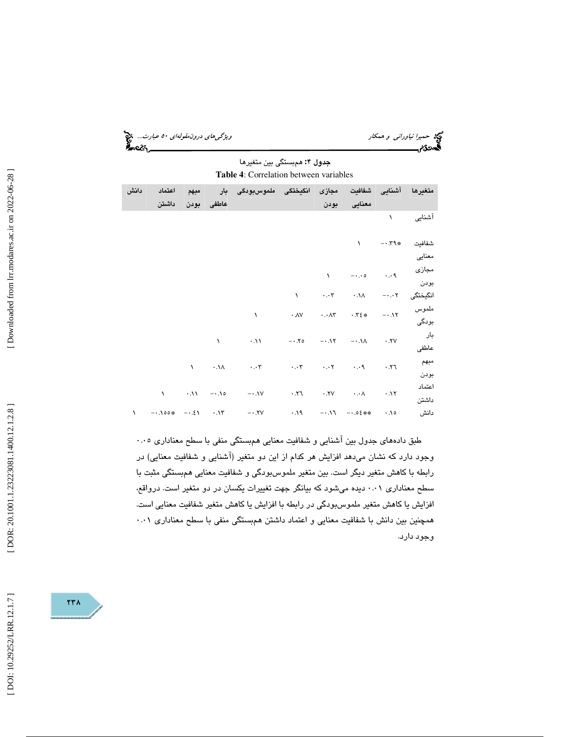جدول ۴: هم‌بستگی بین متغیرها

**Table 4**: Correlation between variables

| متغیرها | آشنایی | شفافیت معنایی | مجازی بودن | انگیختگی | ملموس‌بودگی | بار عاطفی | مبهم بودن | اعتماد داشتن | دانش |
|---|---|---|---|---|---|---|---|---|---|
| آشنایی | ۱ | | | | | | | | |
| شفافیت معنایی | *۰.۳۹- | ۱ | | | | | | | |
| مجازی بودن | ۰.۰۹ | ۰.۰۵- | ۱ | | | | | | |
| انگیختگی | ۰.۰۲- | ۰.۱۸ | ۰.۰۳ | ۱ | | | | | |
| ملموس بودگی | ۰.۱۲- | *۰.۳٤ | ۰.۰۸۳ | ۰.۸۷ | ۱ | | | | |
| بار عاطفی | ۰.۲۷ | ۰.۱۸- | ۰.۱۲- | ۰.۲۵- | ۰.۱۱ | ۱ | | | |
| مبهم بودن | ۰.۲٦ | ۰.۰۹ | ۰.۰۲ | ۰.۰۳ | ۰.۰۳ | ۰.۱۸ | ۱ | | |
| اعتماد داشتن | ۰.۱۲ | ۰.۰۸ | ۰.۲۷ | ۰.۲٦ | ۰.۱۷- | ۰.۱۵- | ۰.۱۱ | ۱ | |
| دانش | ۰.۱۵ | **۰.٥٤- | ۰.۱٦- | ۰.۱۹ | ۰.۲۷- | ۰.۱۳ | ۰.٤۱- | *۰.۱٥٥- | ۱ |

طبق داده‌های جدول بین آشنایی و شفافیت معنایی هم‌بستگی منفی با سطح معناداری ۰.۰۵ وجود دارد که نشان می‌دهد افزایش هر کدام از این دو متغیر (آشنایی و شفافیت معنایی) در رابطه با کاهش متغیر دیگر است. بین متغیر ملموس‌بودگی و شفافیت معنایی هم‌بستگی مثبت با سطح معناداری ۰.۰۱ دیده می‌شود که بیانگر جهت تغییرات یکسان در دو متغیر است. درواقع، افزایش یا کاهش متغیر ملموس‌بودگی در رابطه با افزایش یا کاهش متغیر شفافیت معنایی است. همچنین بین دانش با شفافیت معنایی و اعتماد داشتن هم‌بستگی منفی با سطح معناداری ۰.۰۱ وجود دارد.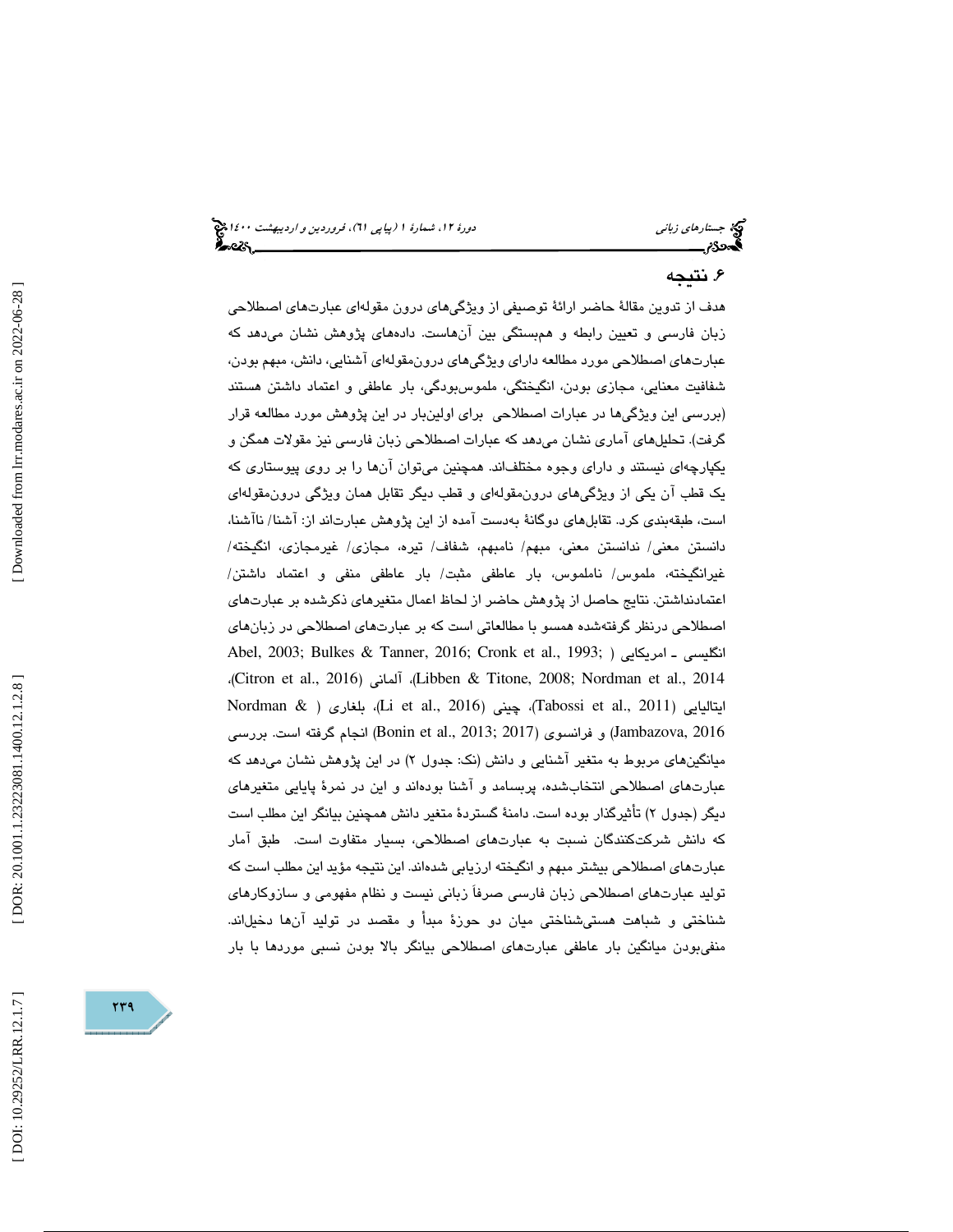## ۶. نتیجه

هدف از تدوین مقالهٔ حاضر ارائهٔ توصیفی از ویژگی‌های درون مقوله‌ای عبارت‌های اصطلاحی زبان فارسی و تعیین رابطه و هم‌بستگی بین آن‌هاست. داده‌های پژوهش نشان می‌دهد که عبارت‌های اصطلاحی مورد مطالعه دارای ویژگی‌های درون‌مقوله‌ای آشنایی، دانش، مبهم بودن، شفافیت معنایی، مجازی بودن، انگیختگی، ملموس‌بودگی، بار عاطفی و اعتماد داشتن هستند (بررسی این ویژگی‌ها در عبارات اصطلاحی برای اولین‌بار در این پژوهش مورد مطالعه قرار گرفت). تحلیل‌های آماری نشان می‌دهد که عبارات اصطلاحی زبان فارسی نیز مقولات همگن و یکپارچه‌ای نیستند و دارای وجوه مختلف‌اند. همچنین می‌توان آن‌ها را بر روی پیوستاری که یک قطب آن یکی از ویژگی‌های درون‌مقوله‌ای و قطب دیگر تقابل همان ویژگی درون‌مقوله‌ای است، طبقه‌بندی کرد. تقابل‌های دوگانهٔ به‌دست آمده از این پژوهش عبارت‌اند از: آشنا/ ناآشنا، دانستن معنی/ ندانستن معنی، مبهم/ نامبهم، شفاف/ تیره، مجازی/ غیرمجازی، انگیخته/ غیرانگیخته، ملموس/ ناملموس، بار عاطفی مثبت/ بار عاطفی منفی و اعتماد داشتن/ اعتمادنداشتن. نتایج حاصل از پژوهش حاضر از لحاظ اعمال متغیرهای ذکرشده بر عبارت‌های اصطلاحی درنظر گرفته‌شده همسو با مطالعاتی است که بر عبارت‌های اصطلاحی در زبان‌های انگلیسی ـ امریکایی (Abel, 2003; Bulkes & Tanner, 2016; Cronk et al., 1993; Citron et al., 2016)، آلمانی (Libben & Titone, 2008; Nordman et al., 2014)، ایتالیایی (Tabossi et al., 2011)، چینی (Li et al., 2016)، بلغاری (Nordman & Jambazova, 2016) و فرانسوی (Bonin et al., 2013; 2017) انجام گرفته است. بررسی میانگین‌های مربوط به متغیر آشنایی و دانش (نک: جدول ۲) در این پژوهش نشان می‌دهد که عبارت‌های اصطلاحی انتخاب‌شده، پربسامد و آشنا بوده‌اند و این در نمرهٔ پایایی متغیرهای دیگر (جدول ۲) تأثیرگذار بوده است. دامنهٔ گستردهٔ متغیر دانش همچنین بیانگر این مطلب است که دانش شرکت‌کنندگان نسبت به عبارت‌های اصطلاحی، بسیار متفاوت است. طبق آمار عبارت‌های اصطلاحی بیشتر مبهم و انگیخته ارزیابی شده‌اند. این نتیجه مؤید این مطلب است که تولید عبارت‌های اصطلاحی زبان فارسی صرفاً زبانی نیست و نظام مفهومی و سازوکارهای شناختی و شباهت هستی‌شناختی میان دو حوزهٔ مبدأ و مقصد در تولید آن‌ها دخیل‌اند. منفی‌بودن میانگین بار عاطفی عبارت‌های اصطلاحی بیانگر بالا بودن نسبی موردها با بار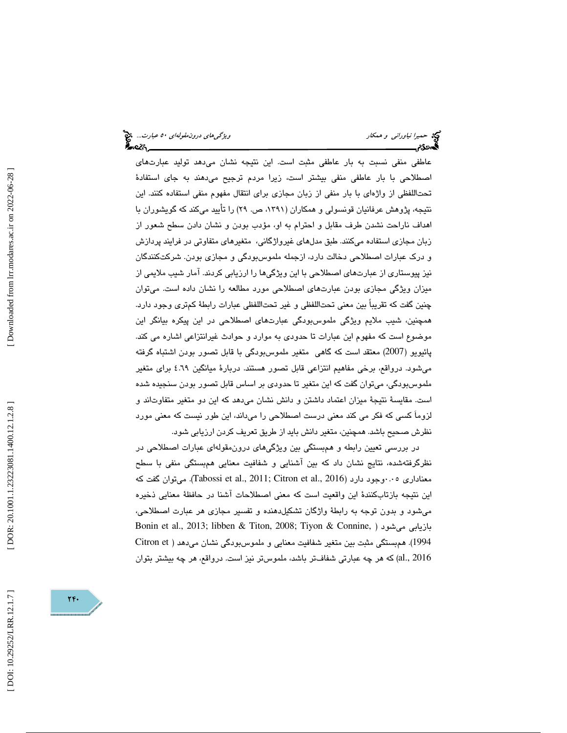عاطفی منفی نسبت به بار عاطفی مثبت است. این نتیجه نشان می‌دهد تولید عبارت‌های اصطلاحی با بار عاطفی منفی بیشتر است، زیرا مردم ترجیح می‌دهند به جای استفادهٔ تحت‌اللفظی از واژه‌ای با بار منفی از زبان مجازی برای انتقال مفهوم منفی استفاده کنند. این نتیجه، پژوهش عرفانیان قونسولی و همکاران (۱۳۹۱، ص. ۲۹) را تأیید می‌کند که گویشوران با اهداف ناراحت نشدن طرف مقابل و احترام به او، مؤدب بودن و نشان دادن سطح شعور از زبان مجازی استفاده می‌کنند. طبق مدل‌های غیرواژگانی، متغیرهای متفاوتی در فرایند پردازش و درک عبارات اصطلاحی دخالت دارد، ازجمله ملموس‌بودگی و مجازی بودن. شرکت‌کنندگان نیز پیوستاری از عبارت‌های اصطلاحی با این ویژگی‌ها را ارزیابی کردند. آمار شیب ملایمی از میزان ویژگی مجازی بودن عبارت‌های اصطلاحی مورد مطالعه را نشان داده است. می‌توان چنین گفت که تقریباً بین معنی تحت‌اللفظی و غیر تحت‌اللفظی عبارات رابطهٔ کم‌تری وجود دارد. همچنین، شیب ملایم ویژگی ملموس‌بودگی عبارت‌های اصطلاحی در این پیکره بیانگر این موضوع است که مفهوم این عبارات تا حدودی به موارد و حوادث غیرانتزاعی اشاره می کند. پائیویو (2007) معتقد است که گاهی متغیر ملموس‌بودگی با قابل تصور بودن اشتباه گرفته می‌شود. درواقع، برخی مفاهیم انتزاعی قابل تصور هستند. دربارهٔ میانگین ٤.٦٩ برای متغیر ملموس‌بودگی، می‌توان گفت که این متغیر تا حدودی بر اساس قابل تصور بودن سنجیده شده است. مقایسهٔ نتیجهٔ میزان اعتماد داشتن و دانش نشان می‌دهد که این دو متغیر متفاوت‌اند و لزوماً کسی که فکر می کند معنی درست اصطلاحی را می‌داند، این طور نیست که معنی مورد نظرش صحیح باشد. همچنین، متغیر دانش باید از طریق تعریف کردن ارزیابی شود.

در بررسی تعیین رابطه و هم‌بستگی بین ویژگی‌های درون‌مقوله‌ای عبارات اصطلاحی در نظرگرفته‌شده، نتایج نشان داد که بین آشنایی و شفافیت معنایی هم‌بستگی منفی با سطح معناداری ۰.۰۵وجود دارد (Tabossi et al., 2011; Citron et al., 2016). می‌توان گفت که این نتیجه بازتاب‌کنندهٔ این واقعیت است که معنی اصطلاحات آشنا در حافظهٔ معنایی ذخیره می‌شود و بدون توجه به رابطهٔ واژگان تشکیل‌دهنده و تفسیر مجازی هر عبارت اصطلاحی، بازیابی می‌شود (Bonin et al., 2013; libben & Titon, 2008; Tiyon & Connine, 1994). هم‌بستگی مثبت بین متغیر شفافیت معنایی و ملموس‌بودگی نشان می‌دهد (Citron et al., 2016) که هر چه عبارتی شفاف‌تر باشد، ملموس‌تر نیز است. درواقع، هر چه بیشتر بتوان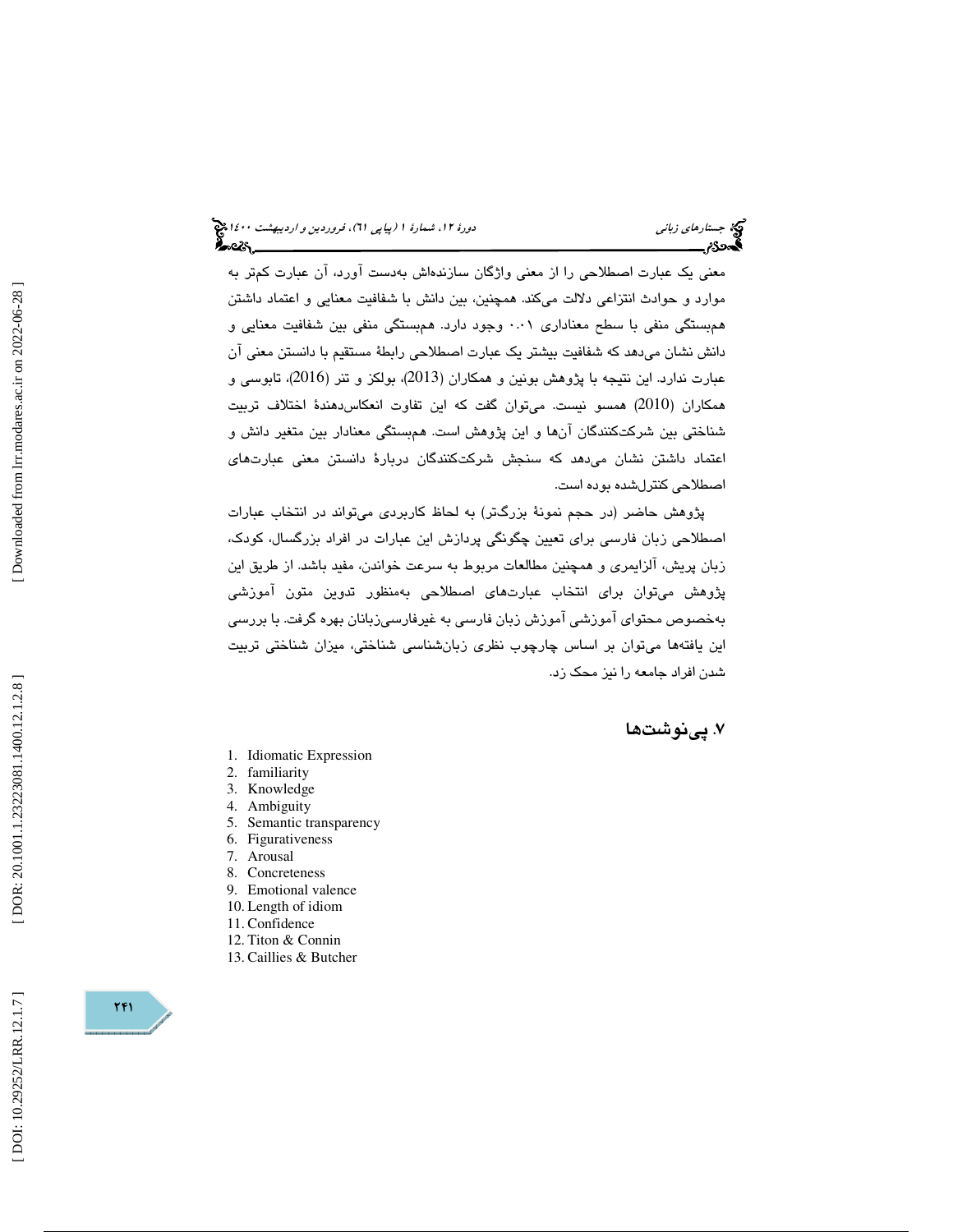معنی یک عبارت اصطلاحی را از معنی واژگان سازنده‌اش به‌دست آورد، آن عبارت کم‌تر به موارد و حوادث انتزاعی دلالت می‌کند. همچنین، بین دانش با شفافیت معنایی و اعتماد داشتن همبستگی منفی با سطح معناداری ۰.۰۱ وجود دارد. همبستگی منفی بین شفافیت معنایی و دانش نشان می‌دهد که شفافیت بیشتر یک عبارت اصطلاحی رابطهٔ مستقیم با دانستن معنی آن عبارت ندارد. این نتیجه با پژوهش بونین و همکاران (2013)، بولکز و تنر (2016)، تابوسی و همکاران (2010) همسو نیست. می‌توان گفت که این تفاوت انعکاس‌دهندهٔ اختلاف تربیت شناختی بین شرکت‌کنندگان آن‌ها و این پژوهش است. همبستگی معنادار بین متغیر دانش و اعتماد داشتن نشان می‌دهد که سنجش شرکت‌کنندگان دربارهٔ دانستن معنی عبارت‌های اصطلاحی کنترل‌شده بوده است.

پژوهش حاضر (در حجم نمونهٔ بزرگ‌تر) به لحاظ کاربردی می‌تواند در انتخاب عبارات اصطلاحی زبان فارسی برای تعیین چگونگی پردازش این عبارات در افراد بزرگسال، کودک، زبان پریش، آلزایمری و همچنین مطالعات مربوط به سرعت خواندن، مفید باشد. از طریق این پژوهش می‌توان برای انتخاب عبارت‌های اصطلاحی به‌منظور تدوین متون آموزشی به‌خصوص محتوای آموزشی آموزش زبان فارسی به غیرفارسی‌زبانان بهره گرفت. با بررسی این یافته‌ها می‌توان بر اساس چارچوب نظری زبان‌شناسی شناختی، میزان شناختی تربیت شدن افراد جامعه را نیز محک زد.

## ۷. پی‌نوشت‌ها

1. Idiomatic Expression
2. familiarity
3. Knowledge
4. Ambiguity
5. Semantic transparency
6. Figurativeness
7. Arousal
8. Concreteness
9. Emotional valence
10. Length of idiom
11. Confidence
12. Titon & Connin
13. Caillies & Butcher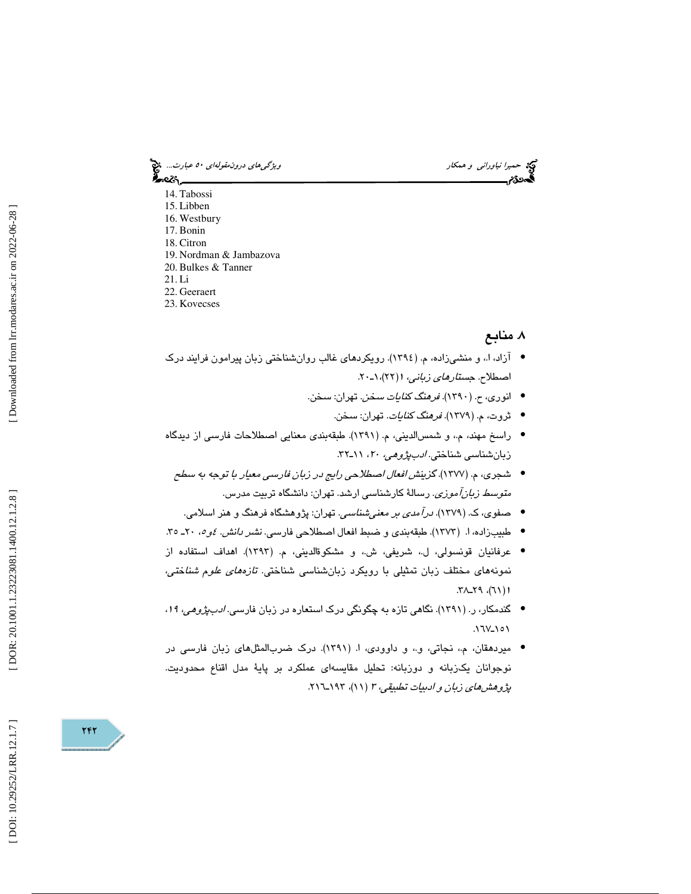14. Tabossi
15. Libben
16. Westbury
17. Bonin
18. Citron
19. Nordman & Jambazova
20. Bulkes & Tanner
21. Li
22. Geeraert
23. Kovecses

## ۸. منابع

- آزاد، ا.، و منشی‌زاده، م. (۱۳۹٤). رویکردهای غالب روان‌شناختی زبان پیرامون فرایند درک اصطلاح. *جستارهای زبانی*، ۱(۲۲)،۱ـ۲۰.
- انوری، ح. (۱۳۹۰). *فرهنگ کنایات سخن*. تهران: سخن.
- ثروت، م. (۱۳۷۹). *فرهنگ کنایات*. تهران: سخن.
- راسخ مهند، م.، و شمس‌الدینی، م. (۱۳۹۱). طبقه‌بندی معنایی اصطلاحات فارسی از دیدگاه زبان‌شناسی شناختی. *ادب‌پژوهی*، ۲۰، ۱۱ـ۳۲.
- شجری، م. (۱۳۷۷). *گزینش افعال اصطلاحی رایج در زبان فارسی معیار با توجه به سطح متوسط زبان‌آموزی*. رسالهٔ کارشناسی ارشد. تهران: دانشگاه تربیت مدرس.
- صفوی، ک. (۱۳۷۹). *درآمدی بر معنی‌شناسی*. تهران: پژوهشگاه فرهنگ و هنر اسلامی.
- طبیب‌زاده، ا. (۱۳۷۳). طبقه‌بندی و ضبط افعال اصطلاحی فارسی. *نشر دانش*. ٤و٥، ۲۰ـ ۳۵.
- عرفانیان قونسولی، ل.، شریفی، ش.، و مشکوةالدینی، م. (۱۳۹۳). اهداف استفاده از نمونه‌های مختلف زبان تمثیلی با رویکرد زبان‌شناسی شناختی. *تازه‌های علوم شناختی*، ۱(٦۱)، ۲۹ـ۳۸.
- گندمکار، ر. (۱۳۹۱). نگاهی تازه به چگونگی درک استعاره در زبان فارسی. *ادب‌پژوهی*، ۱۹، ۱۵۱ـ۱٦۷.
- میردهقان، م.، نجاتی، و.، و داوودی، ا. (۱۳۹۱). درک ضرب‌المثل‌های زبان فارسی در نوجوانان یک‌زبانه و دوزبانه: تحلیل مقایسه‌ای عملکرد بر پایهٔ مدل اقناع محدودیت. *پژوهش‌های زبان و ادبیات تطبیقی*، ۳ (۱۱)، ۱۹۳ـ۲۱٦.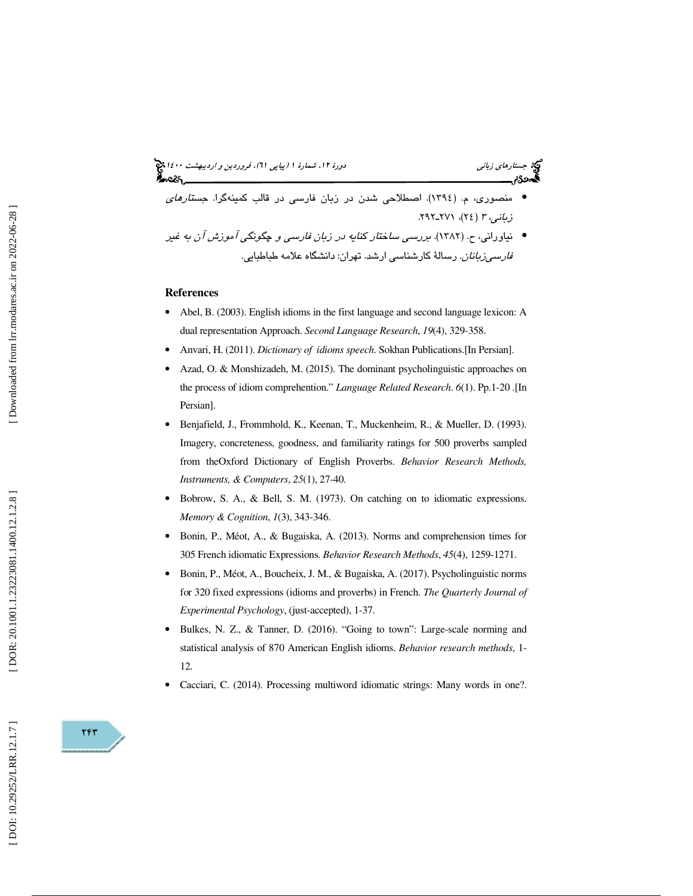- منصوری، م. (۱۳۹٤). اصطلاحی شدن در زبان فارسی در قالب کمینه‌گرا. *جستارهای زبانی*، ۳ (۲٤)، ۲۷۱-۲۹۲.
- نیاورانی، ح. (۱۳۸۲). *بررسی ساختار کنایه در زبان فارسی و چگونگی آموزش آن به غیر فارسی‌زبانان*. رسالهٔ کارشناسی ارشد. تهران: دانشگاه علامه طباطبایی.

## References

- Abel, B. (2003). English idioms in the first language and second language lexicon: A dual representation Approach. *Second Language Research*, *19*(4), 329-358.
- Anvari, H. (2011). *Dictionary of idioms speech*. Sokhan Publications.[In Persian].
- Azad, O. & Monshizadeh, M. (2015). The dominant psycholinguistic approaches on the process of idiom comprehention." *Language Related Research*. *6*(1). Pp.1-20 .[In Persian].
- Benjafield, J., Frommhold, K., Keenan, T., Muckenheim, R., & Mueller, D. (1993). Imagery, concreteness, goodness, and familiarity ratings for 500 proverbs sampled from theOxford Dictionary of English Proverbs. *Behavior Research Methods, Instruments, & Computers*, *25*(1), 27-40.
- Bobrow, S. A., & Bell, S. M. (1973). On catching on to idiomatic expressions. *Memory & Cognition*, *1*(3), 343-346.
- Bonin, P., Méot, A., & Bugaiska, A. (2013). Norms and comprehension times for 305 French idiomatic Expressions. *Behavior Research Methods*, *45*(4), 1259-1271.
- Bonin, P., Méot, A., Boucheix, J. M., & Bugaiska, A. (2017). Psycholinguistic norms for 320 fixed expressions (idioms and proverbs) in French. *The Quarterly Journal of Experimental Psychology*, (just-accepted), 1-37.
- Bulkes, N. Z., & Tanner, D. (2016). "Going to town": Large-scale norming and statistical analysis of 870 American English idioms. *Behavior research methods*, 1-12.
- Cacciari, C. (2014). Processing multiword idiomatic strings: Many words in one?.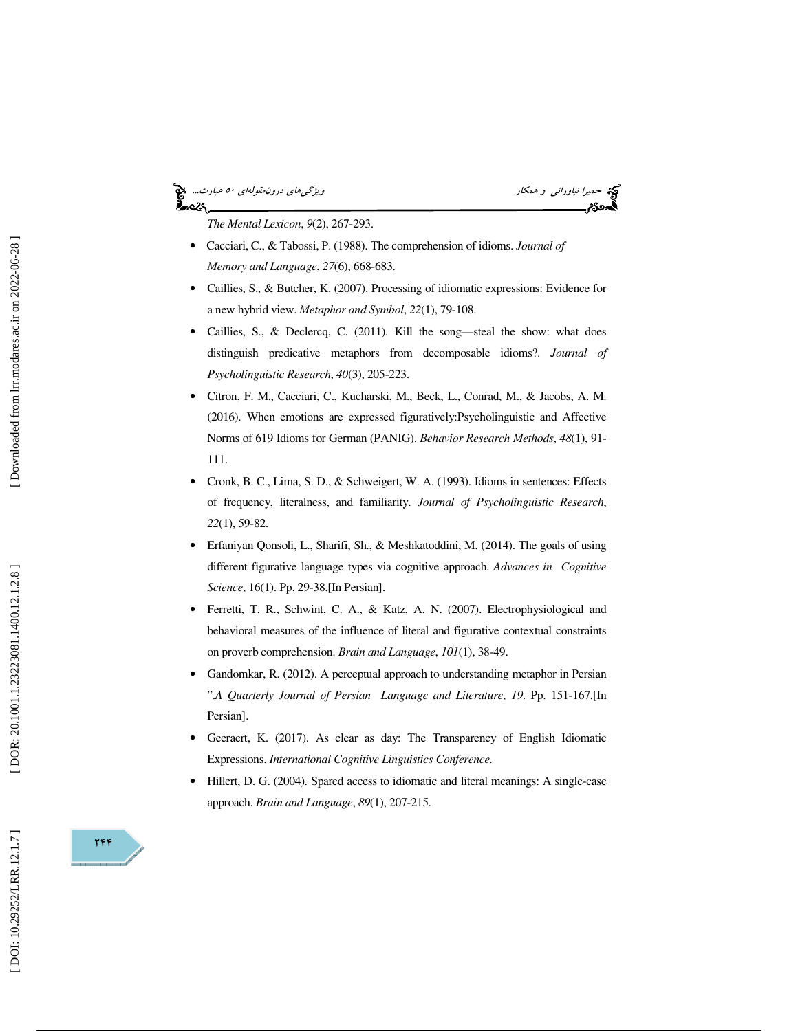*The Mental Lexicon*, *9*(2), 267-293.

- Cacciari, C., & Tabossi, P. (1988). The comprehension of idioms. *Journal of Memory and Language*, *27*(6), 668-683.
- Caillies, S., & Butcher, K. (2007). Processing of idiomatic expressions: Evidence for a new hybrid view. *Metaphor and Symbol*, *22*(1), 79-108.
- Caillies, S., & Declercq, C. (2011). Kill the song—steal the show: what does distinguish predicative metaphors from decomposable idioms?. *Journal of Psycholinguistic Research*, *40*(3), 205-223.
- Citron, F. M., Cacciari, C., Kucharski, M., Beck, L., Conrad, M., & Jacobs, A. M. (2016). When emotions are expressed figuratively:Psycholinguistic and Affective Norms of 619 Idioms for German (PANIG). *Behavior Research Methods*, *48*(1), 91-111.
- Cronk, B. C., Lima, S. D., & Schweigert, W. A. (1993). Idioms in sentences: Effects of frequency, literalness, and familiarity. *Journal of Psycholinguistic Research*, *22*(1), 59-82.
- Erfaniyan Qonsoli, L., Sharifi, Sh., & Meshkatoddini, M. (2014). The goals of using different figurative language types via cognitive approach. *Advances in Cognitive Science*, 16(1). Pp. 29-38.[In Persian].
- Ferretti, T. R., Schwint, C. A., & Katz, A. N. (2007). Electrophysiological and behavioral measures of the influence of literal and figurative contextual constraints on proverb comprehension. *Brain and Language*, *101*(1), 38-49.
- Gandomkar, R. (2012). A perceptual approach to understanding metaphor in Persian ".*A Quarterly Journal of Persian Language and Literature*, *19*. Pp. 151-167.[In Persian].
- Geeraert, K. (2017). As clear as day: The Transparency of English Idiomatic Expressions. *International Cognitive Linguistics Conference.*
- Hillert, D. G. (2004). Spared access to idiomatic and literal meanings: A single-case approach. *Brain and Language*, *89*(1), 207-215.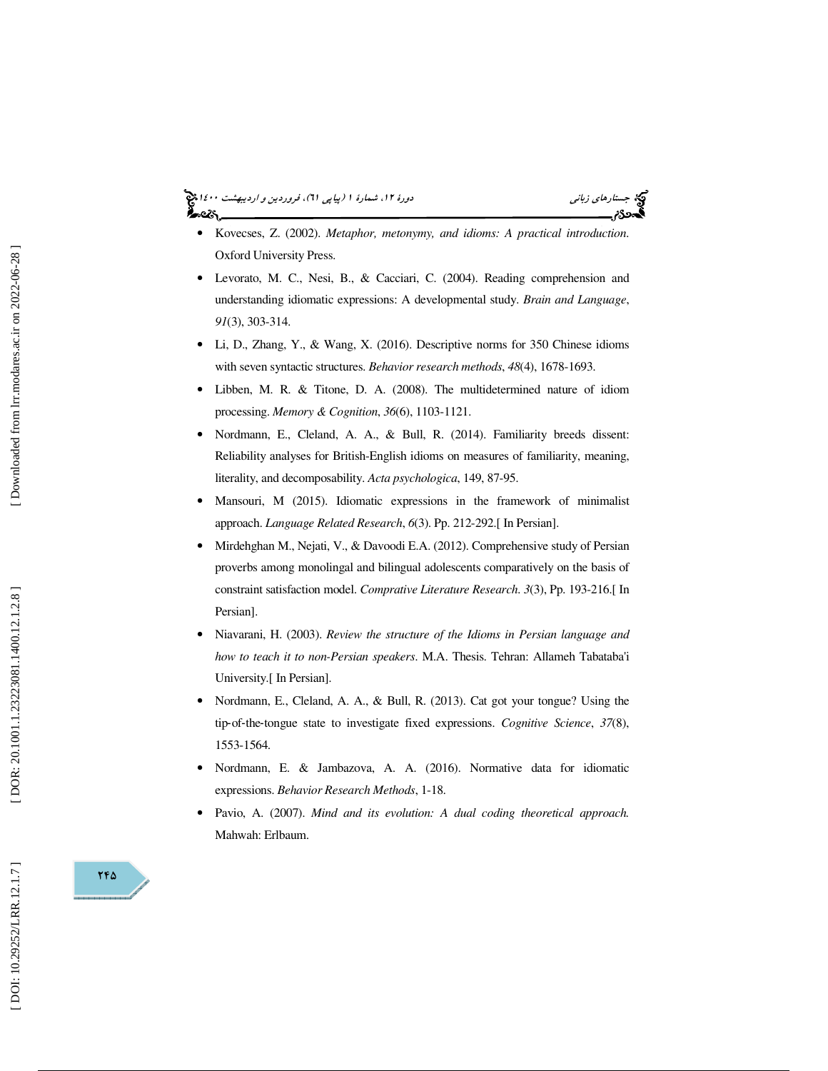- Kovecses, Z. (2002). *Metaphor, metonymy, and idioms: A practical introduction*. Oxford University Press.
- Levorato, M. C., Nesi, B., & Cacciari, C. (2004). Reading comprehension and understanding idiomatic expressions: A developmental study. *Brain and Language*, *91*(3), 303-314.
- Li, D., Zhang, Y., & Wang, X. (2016). Descriptive norms for 350 Chinese idioms with seven syntactic structures. *Behavior research methods*, *48*(4), 1678-1693.
- Libben, M. R. & Titone, D. A. (2008). The multidetermined nature of idiom processing. *Memory & Cognition*, *36*(6), 1103-1121.
- Nordmann, E., Cleland, A. A., & Bull, R. (2014). Familiarity breeds dissent: Reliability analyses for British-English idioms on measures of familiarity, meaning, literality, and decomposability. *Acta psychologica*, 149, 87-95.
- Mansouri, M (2015). Idiomatic expressions in the framework of minimalist approach. *Language Related Research*, *6*(3). Pp. 212-292.[ In Persian].
- Mirdehghan M., Nejati, V., & Davoodi E.A. (2012). Comprehensive study of Persian proverbs among monolingal and bilingual adolescents comparatively on the basis of constraint satisfaction model. *Comprative Literature Research*. *3*(3), Pp. 193-216.[ In Persian].
- Niavarani, H. (2003). *Review the structure of the Idioms in Persian language and how to teach it to non-Persian speakers*. M.A. Thesis. Tehran: Allameh Tabataba'i University.[ In Persian].
- Nordmann, E., Cleland, A. A., & Bull, R. (2013). Cat got your tongue? Using the tip-of-the-tongue state to investigate fixed expressions. *Cognitive Science*, *37*(8), 1553-1564.
- Nordmann, E. & Jambazova, A. A. (2016). Normative data for idiomatic expressions. *Behavior Research Methods*, 1-18.
- Pavio, A. (2007). *Mind and its evolution: A dual coding theoretical approach.* Mahwah: Erlbaum.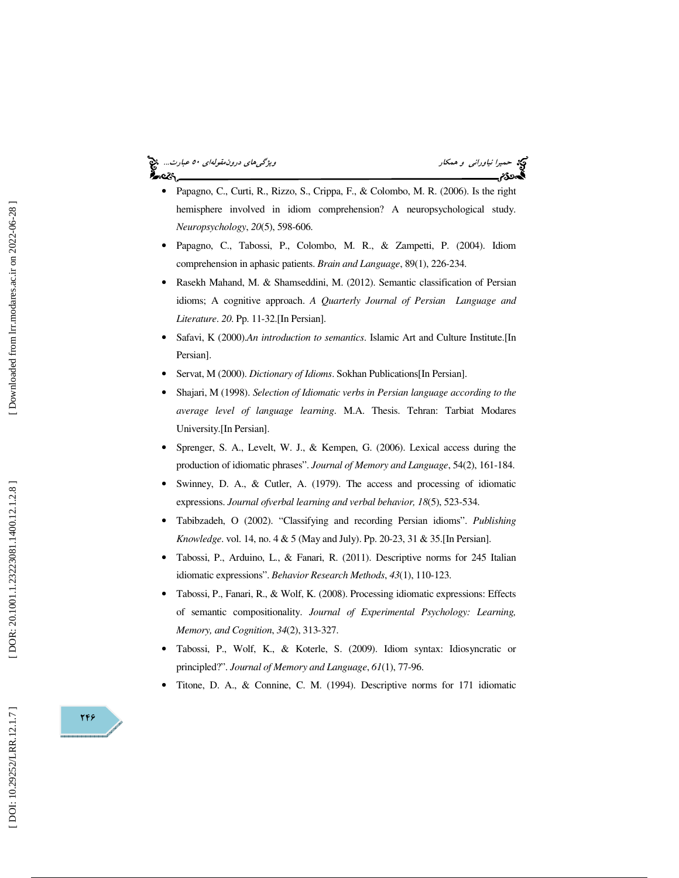- Papagno, C., Curti, R., Rizzo, S., Crippa, F., & Colombo, M. R. (2006). Is the right hemisphere involved in idiom comprehension? A neuropsychological study. *Neuropsychology*, *20*(5), 598-606.
- Papagno, C., Tabossi, P., Colombo, M. R., & Zampetti, P. (2004). Idiom comprehension in aphasic patients. *Brain and Language*, 89(1), 226-234.
- Rasekh Mahand, M. & Shamseddini, M. (2012). Semantic classification of Persian idioms; A cognitive approach. *A Quarterly Journal of Persian Language and Literature*. *20*. Pp. 11-32.[In Persian].
- Safavi, K (2000).*An introduction to semantics*. Islamic Art and Culture Institute.[In Persian].
- Servat, M (2000). *Dictionary of Idioms*. Sokhan Publications[In Persian].
- Shajari, M (1998). *Selection of Idiomatic verbs in Persian language according to the average level of language learning*. M.A. Thesis. Tehran: Tarbiat Modares University.[In Persian].
- Sprenger, S. A., Levelt, W. J., & Kempen, G. (2006). Lexical access during the production of idiomatic phrases". *Journal of Memory and Language*, 54(2), 161-184.
- Swinney, D. A., & Cutler, A. (1979). The access and processing of idiomatic expressions. *Journal ofverbal learning and verbal behavior, 18*(5), 523-534.
- Tabibzadeh, O (2002). "Classifying and recording Persian idioms". *Publishing Knowledge*. vol. 14, no. 4 & 5 (May and July). Pp. 20-23, 31 & 35.[In Persian].
- Tabossi, P., Arduino, L., & Fanari, R. (2011). Descriptive norms for 245 Italian idiomatic expressions". *Behavior Research Methods*, *43*(1), 110-123.
- Tabossi, P., Fanari, R., & Wolf, K. (2008). Processing idiomatic expressions: Effects of semantic compositionality. *Journal of Experimental Psychology: Learning, Memory, and Cognition*, *34*(2), 313-327.
- Tabossi, P., Wolf, K., & Koterle, S. (2009). Idiom syntax: Idiosyncratic or principled?". *Journal of Memory and Language*, *61*(1), 77-96.
- Titone, D. A., & Connine, C. M. (1994). Descriptive norms for 171 idiomatic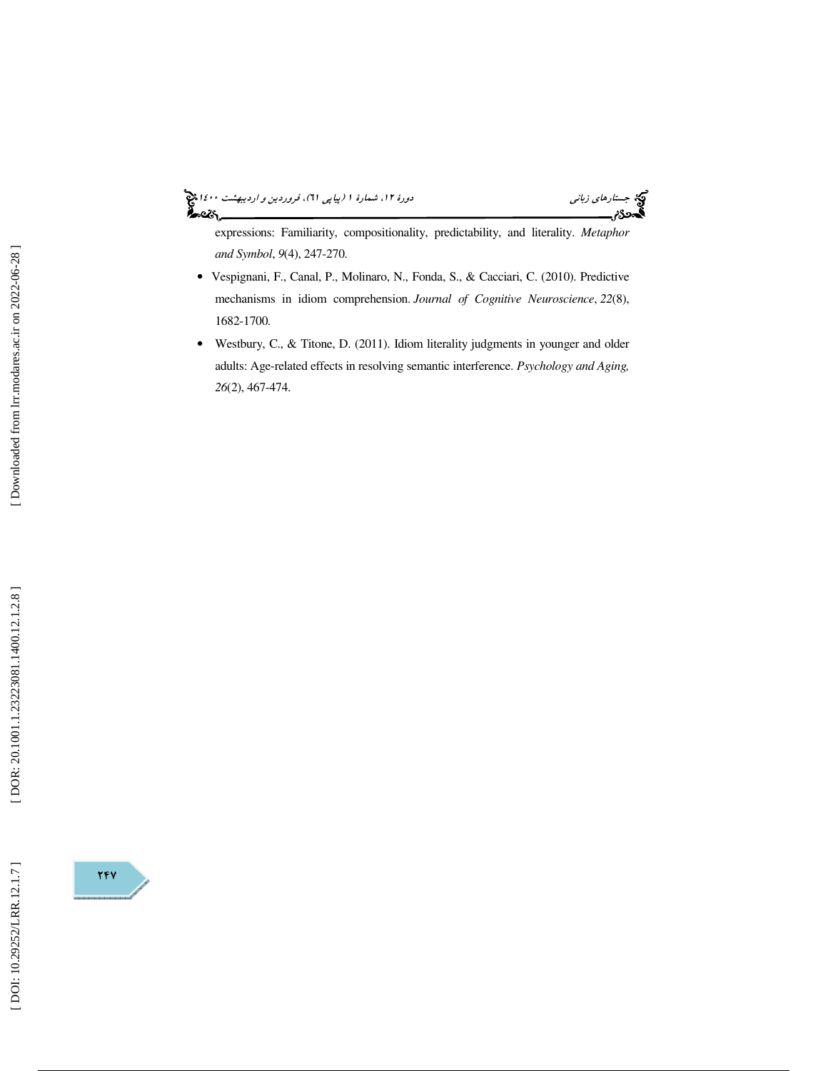expressions: Familiarity, compositionality, predictability, and literality. *Metaphor and Symbol*, *9*(4), 247-270.

- Vespignani, F., Canal, P., Molinaro, N., Fonda, S., & Cacciari, C. (2010). Predictive mechanisms in idiom comprehension. *Journal of Cognitive Neuroscience*, *22*(8), 1682-1700.
- Westbury, C., & Titone, D. (2011). Idiom literality judgments in younger and older adults: Age-related effects in resolving semantic interference. *Psychology and Aging, 26*(2), 467-474.